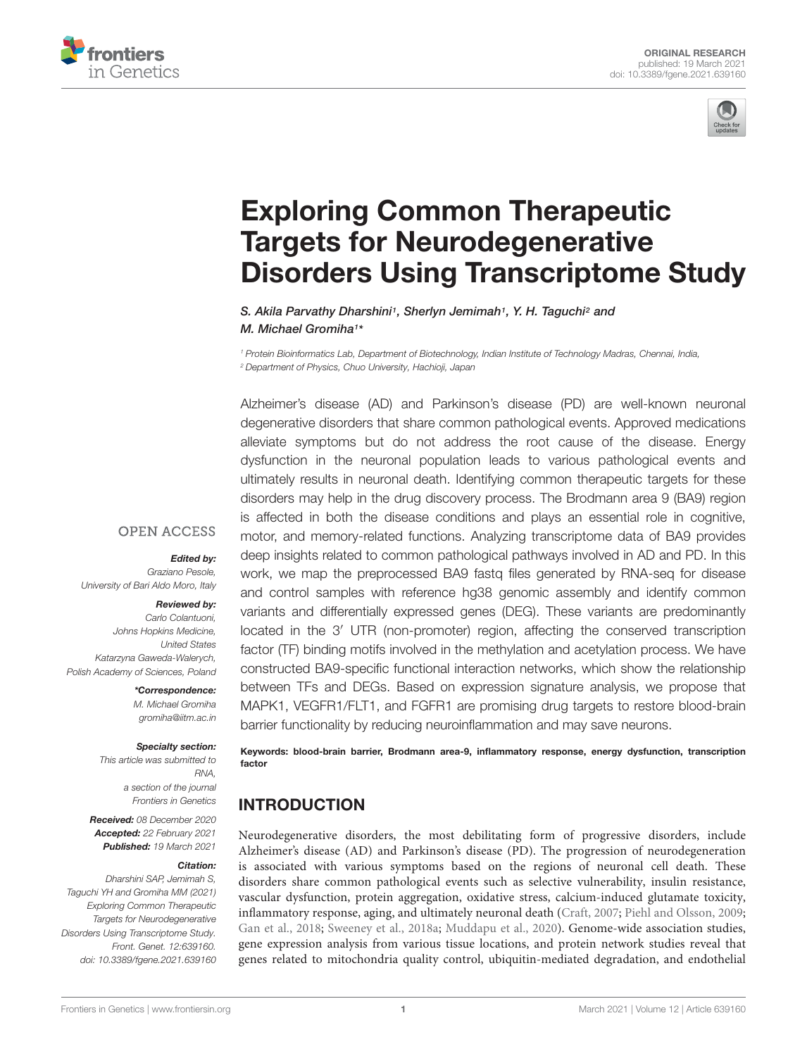ORIGINAL RESEARCH
published: 19 March 2021
doi: 10.3389/fgene.2021.639160

# Exploring Common Therapeutic Targets for Neurodegenerative Disorders Using Transcriptome Study

*S. Akila Parvathy Dharshini[1], Sherlyn Jemimah[1], Y. H. Taguchi[2] and M. Michael Gromiha[1]**

[1] Protein Bioinformatics Lab, Department of Biotechnology, Indian Institute of Technology Madras, Chennai, India,
[2] Department of Physics, Chuo University, Hachioji, Japan

Alzheimer's disease (AD) and Parkinson's disease (PD) are well-known neuronal degenerative disorders that share common pathological events. Approved medications alleviate symptoms but do not address the root cause of the disease. Energy dysfunction in the neuronal population leads to various pathological events and ultimately results in neuronal death. Identifying common therapeutic targets for these disorders may help in the drug discovery process. The Brodmann area 9 (BA9) region is affected in both the disease conditions and plays an essential role in cognitive, motor, and memory-related functions. Analyzing transcriptome data of BA9 provides deep insights related to common pathological pathways involved in AD and PD. In this work, we map the preprocessed BA9 fastq files generated by RNA-seq for disease and control samples with reference hg38 genomic assembly and identify common variants and differentially expressed genes (DEG). These variants are predominantly located in the 3′ UTR (non-promoter) region, affecting the conserved transcription factor (TF) binding motifs involved in the methylation and acetylation process. We have constructed BA9-specific functional interaction networks, which show the relationship between TFs and DEGs. Based on expression signature analysis, we propose that MAPK1, VEGFR1/FLT1, and FGFR1 are promising drug targets to restore blood-brain barrier functionality by reducing neuroinflammation and may save neurons.

**Keywords: blood-brain barrier, Brodmann area-9, inflammatory response, energy dysfunction, transcription factor**

OPEN ACCESS

***Edited by:***
*Graziano Pesole,*
*University of Bari Aldo Moro, Italy*

***Reviewed by:***
*Carlo Colantuoni,*
*Johns Hopkins Medicine, United States*
*Katarzyna Gaweda-Walerych,*
*Polish Academy of Sciences, Poland*

***\*Correspondence:***
*M. Michael Gromiha*
*gromiha@iitm.ac.in*

***Specialty section:***
*This article was submitted to RNA, a section of the journal Frontiers in Genetics*

***Received:*** *08 December 2020*
***Accepted:*** *22 February 2021*
***Published:*** *19 March 2021*

***Citation:***
*Dharshini SAP, Jemimah S, Taguchi YH and Gromiha MM (2021) Exploring Common Therapeutic Targets for Neurodegenerative Disorders Using Transcriptome Study. Front. Genet. 12:639160. doi: 10.3389/fgene.2021.639160*

## INTRODUCTION

Neurodegenerative disorders, the most debilitating form of progressive disorders, include Alzheimer's disease (AD) and Parkinson's disease (PD). The progression of neurodegeneration is associated with various symptoms based on the regions of neuronal cell death. These disorders share common pathological events such as selective vulnerability, insulin resistance, vascular dysfunction, protein aggregation, oxidative stress, calcium-induced glutamate toxicity, inflammatory response, aging, and ultimately neuronal death (Craft, 2007; Piehl and Olsson, 2009; Gan et al., 2018; Sweeney et al., 2018a; Muddapu et al., 2020). Genome-wide association studies, gene expression analysis from various tissue locations, and protein network studies reveal that genes related to mitochondria quality control, ubiquitin-mediated degradation, and endothelial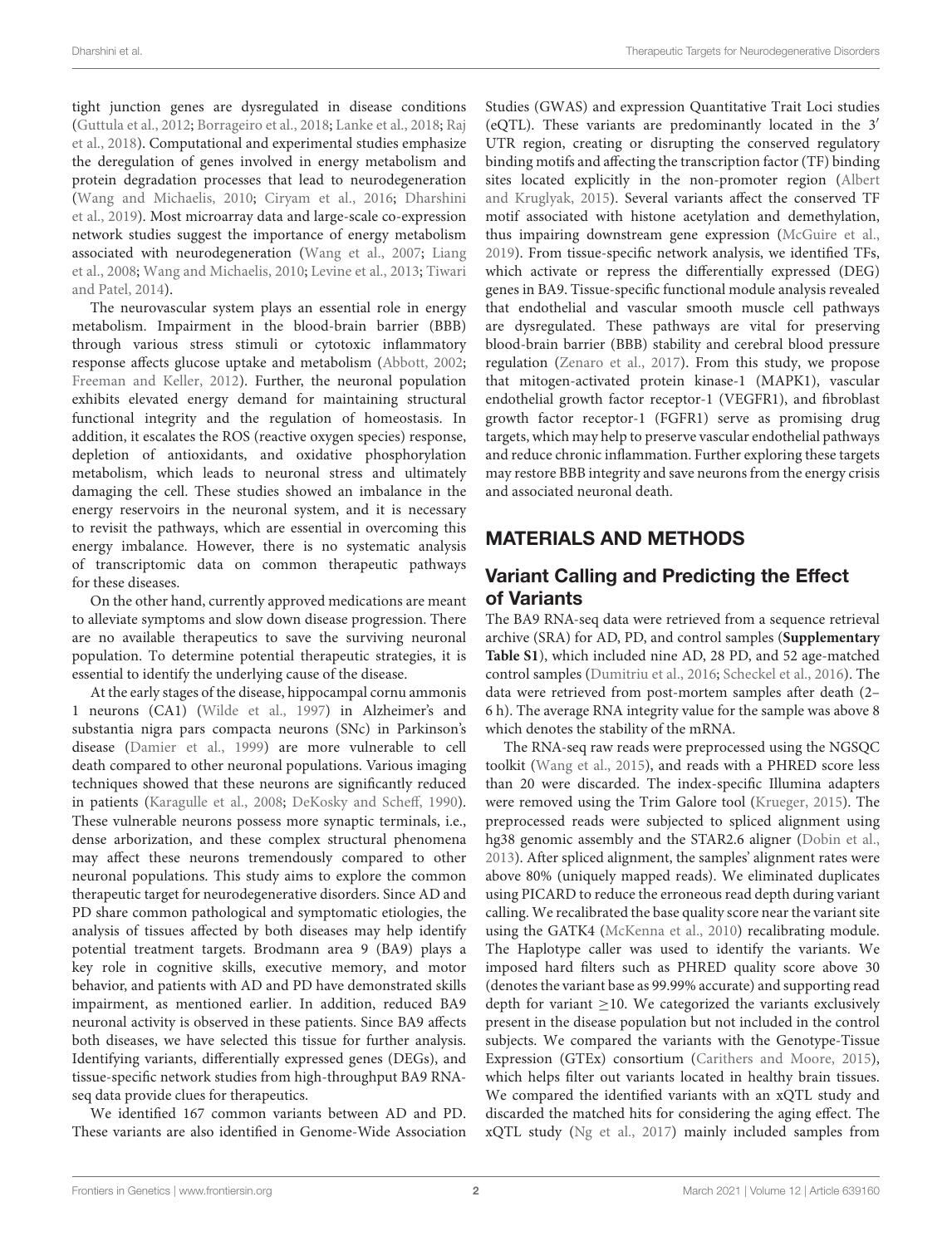tight junction genes are dysregulated in disease conditions (Guttula et al., 2012; Borrageiro et al., 2018; Lanke et al., 2018; Raj et al., 2018). Computational and experimental studies emphasize the deregulation of genes involved in energy metabolism and protein degradation processes that lead to neurodegeneration (Wang and Michaelis, 2010; Ciryam et al., 2016; Dharshini et al., 2019). Most microarray data and large-scale co-expression network studies suggest the importance of energy metabolism associated with neurodegeneration (Wang et al., 2007; Liang et al., 2008; Wang and Michaelis, 2010; Levine et al., 2013; Tiwari and Patel, 2014).

The neurovascular system plays an essential role in energy metabolism. Impairment in the blood-brain barrier (BBB) through various stress stimuli or cytotoxic inflammatory response affects glucose uptake and metabolism (Abbott, 2002; Freeman and Keller, 2012). Further, the neuronal population exhibits elevated energy demand for maintaining structural functional integrity and the regulation of homeostasis. In addition, it escalates the ROS (reactive oxygen species) response, depletion of antioxidants, and oxidative phosphorylation metabolism, which leads to neuronal stress and ultimately damaging the cell. These studies showed an imbalance in the energy reservoirs in the neuronal system, and it is necessary to revisit the pathways, which are essential in overcoming this energy imbalance. However, there is no systematic analysis of transcriptomic data on common therapeutic pathways for these diseases.

On the other hand, currently approved medications are meant to alleviate symptoms and slow down disease progression. There are no available therapeutics to save the surviving neuronal population. To determine potential therapeutic strategies, it is essential to identify the underlying cause of the disease.

At the early stages of the disease, hippocampal cornu ammonis 1 neurons (CA1) (Wilde et al., 1997) in Alzheimer's and substantia nigra pars compacta neurons (SNc) in Parkinson's disease (Damier et al., 1999) are more vulnerable to cell death compared to other neuronal populations. Various imaging techniques showed that these neurons are significantly reduced in patients (Karagulle et al., 2008; DeKosky and Scheff, 1990). These vulnerable neurons possess more synaptic terminals, i.e., dense arborization, and these complex structural phenomena may affect these neurons tremendously compared to other neuronal populations. This study aims to explore the common therapeutic target for neurodegenerative disorders. Since AD and PD share common pathological and symptomatic etiologies, the analysis of tissues affected by both diseases may help identify potential treatment targets. Brodmann area 9 (BA9) plays a key role in cognitive skills, executive memory, and motor behavior, and patients with AD and PD have demonstrated skills impairment, as mentioned earlier. In addition, reduced BA9 neuronal activity is observed in these patients. Since BA9 affects both diseases, we have selected this tissue for further analysis. Identifying variants, differentially expressed genes (DEGs), and tissue-specific network studies from high-throughput BA9 RNA-seq data provide clues for therapeutics.

We identified 167 common variants between AD and PD. These variants are also identified in Genome-Wide Association Studies (GWAS) and expression Quantitative Trait Loci studies (eQTL). These variants are predominantly located in the 3′ UTR region, creating or disrupting the conserved regulatory binding motifs and affecting the transcription factor (TF) binding sites located explicitly in the non-promoter region (Albert and Kruglyak, 2015). Several variants affect the conserved TF motif associated with histone acetylation and demethylation, thus impairing downstream gene expression (McGuire et al., 2019). From tissue-specific network analysis, we identified TFs, which activate or repress the differentially expressed (DEG) genes in BA9. Tissue-specific functional module analysis revealed that endothelial and vascular smooth muscle cell pathways are dysregulated. These pathways are vital for preserving blood-brain barrier (BBB) stability and cerebral blood pressure regulation (Zenaro et al., 2017). From this study, we propose that mitogen-activated protein kinase-1 (MAPK1), vascular endothelial growth factor receptor-1 (VEGFR1), and fibroblast growth factor receptor-1 (FGFR1) serve as promising drug targets, which may help to preserve vascular endothelial pathways and reduce chronic inflammation. Further exploring these targets may restore BBB integrity and save neurons from the energy crisis and associated neuronal death.

## MATERIALS AND METHODS

### Variant Calling and Predicting the Effect of Variants

The BA9 RNA-seq data were retrieved from a sequence retrieval archive (SRA) for AD, PD, and control samples (**Supplementary Table S1**), which included nine AD, 28 PD, and 52 age-matched control samples (Dumitriu et al., 2016; Scheckel et al., 2016). The data were retrieved from post-mortem samples after death (2–6 h). The average RNA integrity value for the sample was above 8 which denotes the stability of the mRNA.

The RNA-seq raw reads were preprocessed using the NGSQC toolkit (Wang et al., 2015), and reads with a PHRED score less than 20 were discarded. The index-specific Illumina adapters were removed using the Trim Galore tool (Krueger, 2015). The preprocessed reads were subjected to spliced alignment using hg38 genomic assembly and the STAR2.6 aligner (Dobin et al., 2013). After spliced alignment, the samples' alignment rates were above 80% (uniquely mapped reads). We eliminated duplicates using PICARD to reduce the erroneous read depth during variant calling. We recalibrated the base quality score near the variant site using the GATK4 (McKenna et al., 2010) recalibrating module. The Haplotype caller was used to identify the variants. We imposed hard filters such as PHRED quality score above 30 (denotes the variant base as 99.99% accurate) and supporting read depth for variant $\geq$10. We categorized the variants exclusively present in the disease population but not included in the control subjects. We compared the variants with the Genotype-Tissue Expression (GTEx) consortium (Carithers and Moore, 2015), which helps filter out variants located in healthy brain tissues. We compared the identified variants with an xQTL study and discarded the matched hits for considering the aging effect. The xQTL study (Ng et al., 2017) mainly included samples from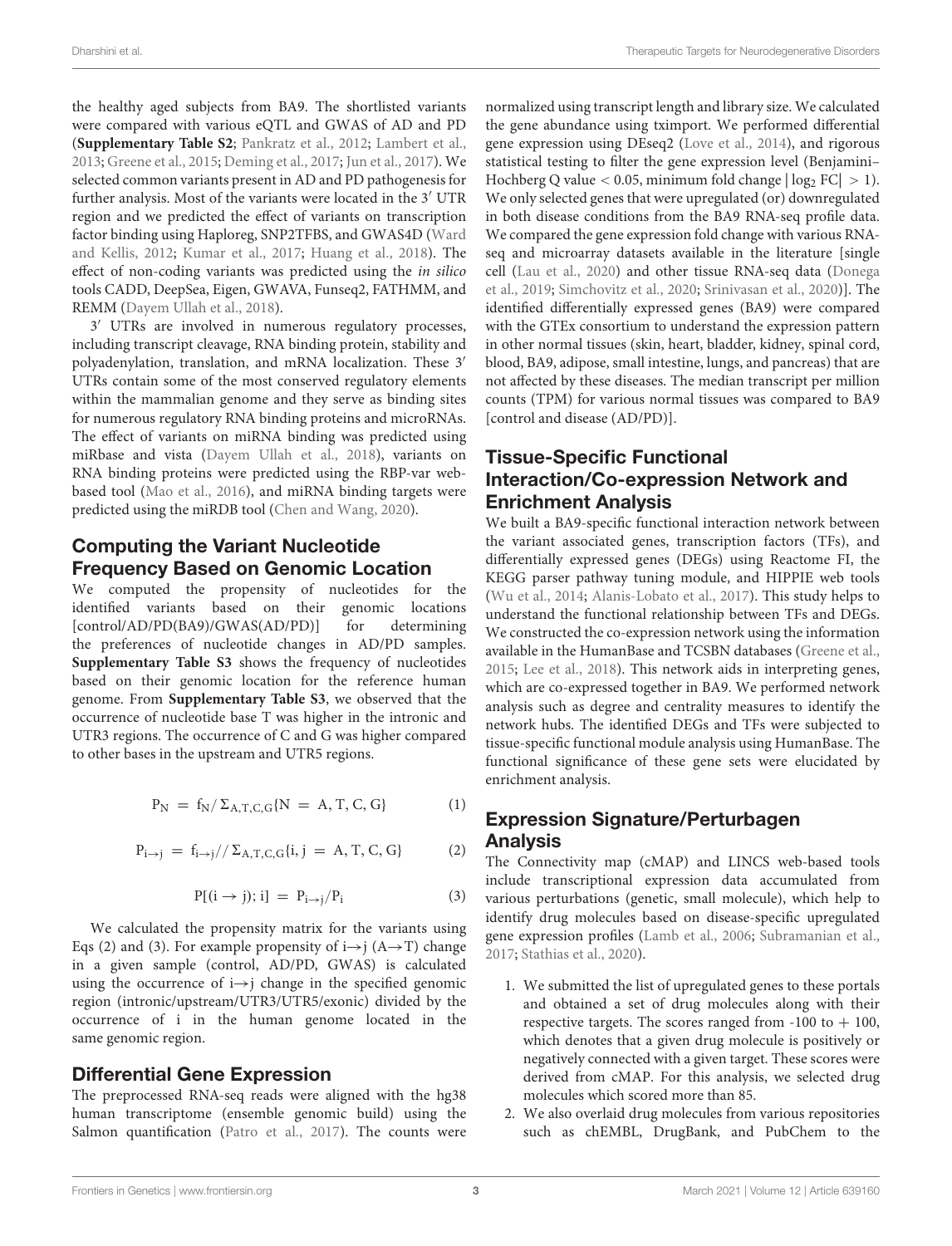the healthy aged subjects from BA9. The shortlisted variants were compared with various eQTL and GWAS of AD and PD (**Supplementary Table S2**; Pankratz et al., 2012; Lambert et al., 2013; Greene et al., 2015; Deming et al., 2017; Jun et al., 2017). We selected common variants present in AD and PD pathogenesis for further analysis. Most of the variants were located in the 3′ UTR region and we predicted the effect of variants on transcription factor binding using Haploreg, SNP2TFBS, and GWAS4D (Ward and Kellis, 2012; Kumar et al., 2017; Huang et al., 2018). The effect of non-coding variants was predicted using the *in silico* tools CADD, DeepSea, Eigen, GWAVA, Funseq2, FATHMM, and REMM (Dayem Ullah et al., 2018).

3′ UTRs are involved in numerous regulatory processes, including transcript cleavage, RNA binding protein, stability and polyadenylation, translation, and mRNA localization. These 3′ UTRs contain some of the most conserved regulatory elements within the mammalian genome and they serve as binding sites for numerous regulatory RNA binding proteins and microRNAs. The effect of variants on miRNA binding was predicted using miRbase and vista (Dayem Ullah et al., 2018), variants on RNA binding proteins were predicted using the RBP-var web-based tool (Mao et al., 2016), and miRNA binding targets were predicted using the miRDB tool (Chen and Wang, 2020).

## Computing the Variant Nucleotide Frequency Based on Genomic Location

We computed the propensity of nucleotides for the identified variants based on their genomic locations [control/AD/PD(BA9)/GWAS(AD/PD)] for determining the preferences of nucleotide changes in AD/PD samples. **Supplementary Table S3** shows the frequency of nucleotides based on their genomic location for the reference human genome. From **Supplementary Table S3**, we observed that the occurrence of nucleotide base T was higher in the intronic and UTR3 regions. The occurrence of C and G was higher compared to other bases in the upstream and UTR5 regions.

$$P_N = f_N / \Sigma_{A,T,C,G}\{N = A, T, C, G\} \tag{1}$$

$$P_{i\rightarrow j} = f_{i\rightarrow j} // \Sigma_{A,T,C,G}\{i, j = A, T, C, G\} \tag{2}$$

$$P[(i \rightarrow j); i] = P_{i\rightarrow j}/P_i \tag{3}$$

We calculated the propensity matrix for the variants using Eqs (2) and (3). For example propensity of $i \rightarrow j$ ($A \rightarrow T$) change in a given sample (control, AD/PD, GWAS) is calculated using the occurrence of $i \rightarrow j$ change in the specified genomic region (intronic/upstream/UTR3/UTR5/exonic) divided by the occurrence of i in the human genome located in the same genomic region.

## Differential Gene Expression

The preprocessed RNA-seq reads were aligned with the hg38 human transcriptome (ensemble genomic build) using the Salmon quantification (Patro et al., 2017). The counts were normalized using transcript length and library size. We calculated the gene abundance using tximport. We performed differential gene expression using DEseq2 (Love et al., 2014), and rigorous statistical testing to filter the gene expression level (Benjamini–Hochberg Q value $< 0.05$, minimum fold change $|\log_2 FC| > 1$). We only selected genes that were upregulated (or) downregulated in both disease conditions from the BA9 RNA-seq profile data. We compared the gene expression fold change with various RNA-seq and microarray datasets available in the literature [single cell (Lau et al., 2020) and other tissue RNA-seq data (Donega et al., 2019; Simchovitz et al., 2020; Srinivasan et al., 2020)]. The identified differentially expressed genes (BA9) were compared with the GTEx consortium to understand the expression pattern in other normal tissues (skin, heart, bladder, kidney, spinal cord, blood, BA9, adipose, small intestine, lungs, and pancreas) that are not affected by these diseases. The median transcript per million counts (TPM) for various normal tissues was compared to BA9 [control and disease (AD/PD)].

## Tissue-Specific Functional Interaction/Co-expression Network and Enrichment Analysis

We built a BA9-specific functional interaction network between the variant associated genes, transcription factors (TFs), and differentially expressed genes (DEGs) using Reactome FI, the KEGG parser pathway tuning module, and HIPPIE web tools (Wu et al., 2014; Alanis-Lobato et al., 2017). This study helps to understand the functional relationship between TFs and DEGs. We constructed the co-expression network using the information available in the HumanBase and TCSBN databases (Greene et al., 2015; Lee et al., 2018). This network aids in interpreting genes, which are co-expressed together in BA9. We performed network analysis such as degree and centrality measures to identify the network hubs. The identified DEGs and TFs were subjected to tissue-specific functional module analysis using HumanBase. The functional significance of these gene sets were elucidated by enrichment analysis.

## Expression Signature/Perturbagen Analysis

The Connectivity map (cMAP) and LINCS web-based tools include transcriptional expression data accumulated from various perturbations (genetic, small molecule), which help to identify drug molecules based on disease-specific upregulated gene expression profiles (Lamb et al., 2006; Subramanian et al., 2017; Stathias et al., 2020).

1. We submitted the list of upregulated genes to these portals and obtained a set of drug molecules along with their respective targets. The scores ranged from -100 to + 100, which denotes that a given drug molecule is positively or negatively connected with a given target. These scores were derived from cMAP. For this analysis, we selected drug molecules which scored more than 85.
2. We also overlaid drug molecules from various repositories such as chEMBL, DrugBank, and PubChem to the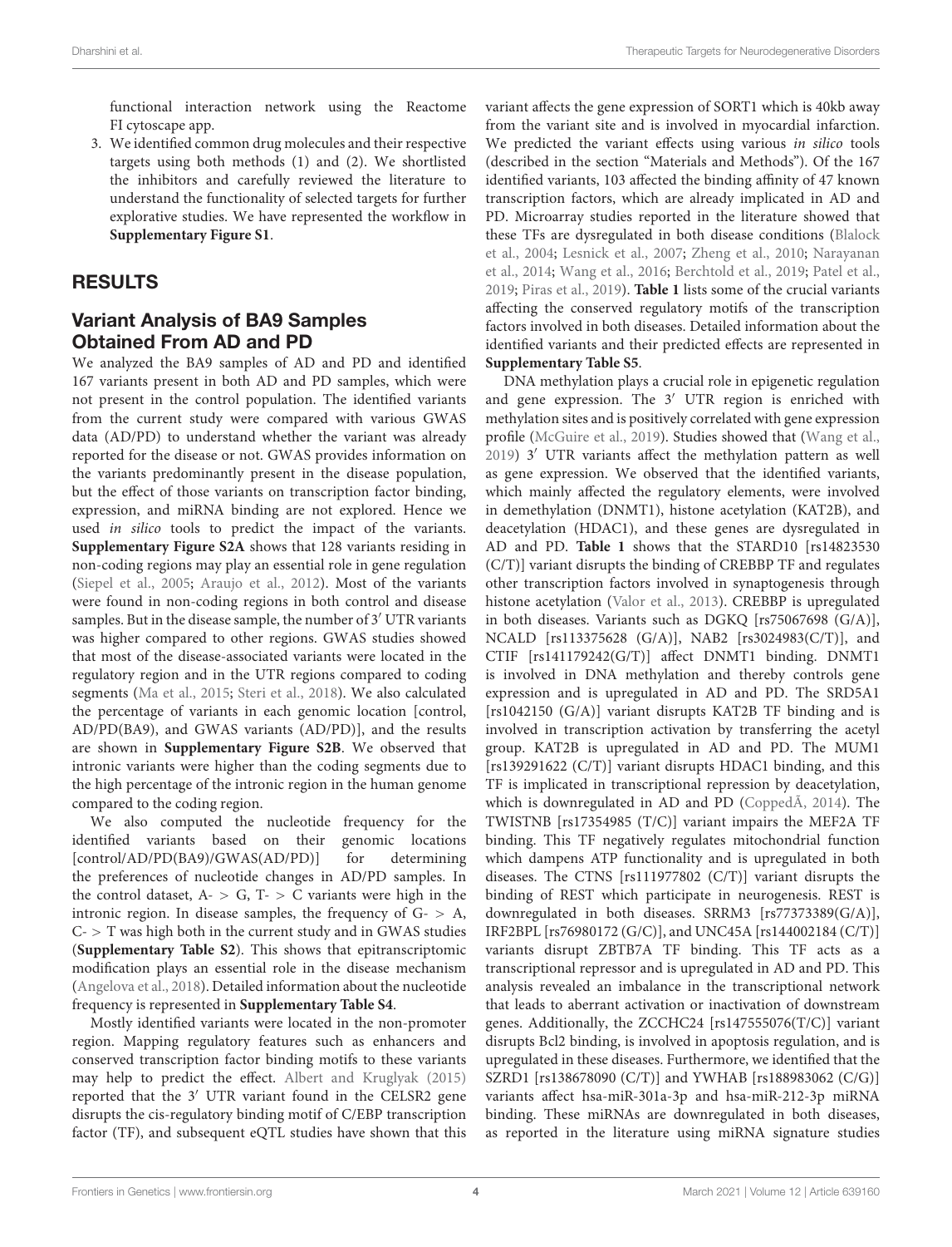functional interaction network using the Reactome FI cytoscape app.

3. We identified common drug molecules and their respective targets using both methods (1) and (2). We shortlisted the inhibitors and carefully reviewed the literature to understand the functionality of selected targets for further explorative studies. We have represented the workflow in **Supplementary Figure S1**.

# RESULTS

## Variant Analysis of BA9 Samples Obtained From AD and PD

We analyzed the BA9 samples of AD and PD and identified 167 variants present in both AD and PD samples, which were not present in the control population. The identified variants from the current study were compared with various GWAS data (AD/PD) to understand whether the variant was already reported for the disease or not. GWAS provides information on the variants predominantly present in the disease population, but the effect of those variants on transcription factor binding, expression, and miRNA binding are not explored. Hence we used *in silico* tools to predict the impact of the variants. **Supplementary Figure S2A** shows that 128 variants residing in non-coding regions may play an essential role in gene regulation (Siepel et al., 2005; Araujo et al., 2012). Most of the variants were found in non-coding regions in both control and disease samples. But in the disease sample, the number of 3′ UTR variants was higher compared to other regions. GWAS studies showed that most of the disease-associated variants were located in the regulatory region and in the UTR regions compared to coding segments (Ma et al., 2015; Steri et al., 2018). We also calculated the percentage of variants in each genomic location [control, AD/PD(BA9), and GWAS variants (AD/PD)], and the results are shown in **Supplementary Figure S2B**. We observed that intronic variants were higher than the coding segments due to the high percentage of the intronic region in the human genome compared to the coding region.

We also computed the nucleotide frequency for the identified variants based on their genomic locations [control/AD/PD(BA9)/GWAS(AD/PD)] for determining the preferences of nucleotide changes in AD/PD samples. In the control dataset, A- > G, T- > C variants were high in the intronic region. In disease samples, the frequency of G- > A, C- > T was high both in the current study and in GWAS studies (**Supplementary Table S2**). This shows that epitranscriptomic modification plays an essential role in the disease mechanism (Angelova et al., 2018). Detailed information about the nucleotide frequency is represented in **Supplementary Table S4**.

Mostly identified variants were located in the non-promoter region. Mapping regulatory features such as enhancers and conserved transcription factor binding motifs to these variants may help to predict the effect. Albert and Kruglyak (2015) reported that the 3′ UTR variant found in the CELSR2 gene disrupts the cis-regulatory binding motif of C/EBP transcription factor (TF), and subsequent eQTL studies have shown that this variant affects the gene expression of SORT1 which is 40kb away from the variant site and is involved in myocardial infarction. We predicted the variant effects using various *in silico* tools (described in the section "Materials and Methods"). Of the 167 identified variants, 103 affected the binding affinity of 47 known transcription factors, which are already implicated in AD and PD. Microarray studies reported in the literature showed that these TFs are dysregulated in both disease conditions (Blalock et al., 2004; Lesnick et al., 2007; Zheng et al., 2010; Narayanan et al., 2014; Wang et al., 2016; Berchtold et al., 2019; Patel et al., 2019; Piras et al., 2019). **Table 1** lists some of the crucial variants affecting the conserved regulatory motifs of the transcription factors involved in both diseases. Detailed information about the identified variants and their predicted effects are represented in **Supplementary Table S5**.

DNA methylation plays a crucial role in epigenetic regulation and gene expression. The 3′ UTR region is enriched with methylation sites and is positively correlated with gene expression profile (McGuire et al., 2019). Studies showed that (Wang et al., 2019) 3′ UTR variants affect the methylation pattern as well as gene expression. We observed that the identified variants, which mainly affected the regulatory elements, were involved in demethylation (DNMT1), histone acetylation (KAT2B), and deacetylation (HDAC1), and these genes are dysregulated in AD and PD. **Table 1** shows that the STARD10 [rs14823530 (C/T)] variant disrupts the binding of CREBBP TF and regulates other transcription factors involved in synaptogenesis through histone acetylation (Valor et al., 2013). CREBBP is upregulated in both diseases. Variants such as DGKQ [rs75067698 (G/A)], NCALD [rs113375628 (G/A)], NAB2 [rs3024983(C/T)], and CTIF [rs141179242(G/T)] affect DNMT1 binding. DNMT1 is involved in DNA methylation and thereby controls gene expression and is upregulated in AD and PD. The SRD5A1 [rs1042150 (G/A)] variant disrupts KAT2B TF binding and is involved in transcription activation by transferring the acetyl group. KAT2B is upregulated in AD and PD. The MUM1 [rs139291622 (C/T)] variant disrupts HDAC1 binding, and this TF is implicated in transcriptional repression by deacetylation, which is downregulated in AD and PD (CoppedÃ, 2014). The TWISTNB [rs17354985 (T/C)] variant impairs the MEF2A TF binding. This TF negatively regulates mitochondrial function which dampens ATP functionality and is upregulated in both diseases. The CTNS [rs111977802 (C/T)] variant disrupts the binding of REST which participate in neurogenesis. REST is downregulated in both diseases. SRRM3 [rs77373389(G/A)], IRF2BPL [rs76980172 (G/C)], and UNC45A [rs144002184 (C/T)] variants disrupt ZBTB7A TF binding. This TF acts as a transcriptional repressor and is upregulated in AD and PD. This analysis revealed an imbalance in the transcriptional network that leads to aberrant activation or inactivation of downstream genes. Additionally, the ZCCHC24 [rs147555076(T/C)] variant disrupts Bcl2 binding, is involved in apoptosis regulation, and is upregulated in these diseases. Furthermore, we identified that the SZRD1 [rs138678090 (C/T)] and YWHAB [rs188983062 (C/G)] variants affect hsa-miR-301a-3p and hsa-miR-212-3p miRNA binding. These miRNAs are downregulated in both diseases, as reported in the literature using miRNA signature studies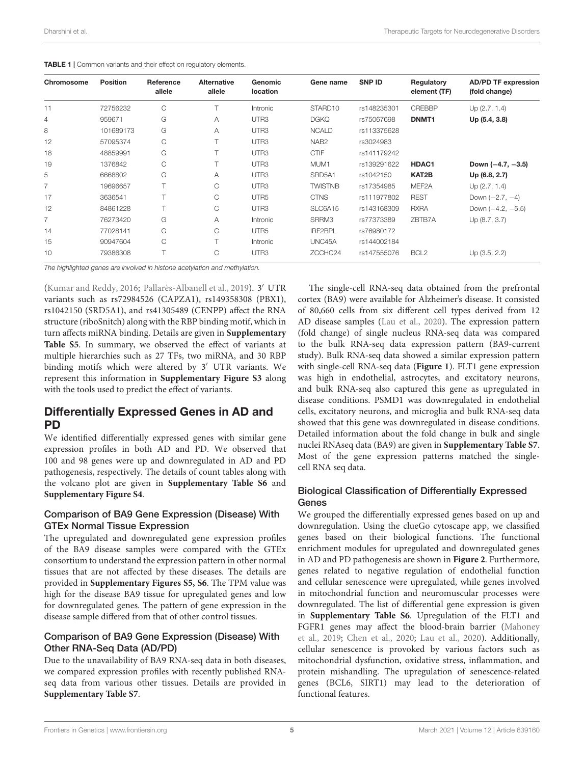**TABLE 1 |** Common variants and their effect on regulatory elements.

| Chromosome | Position | Reference allele | Alternative allele | Genomic location | Gene name | SNP ID | Regulatory element (TF) | AD/PD TF expression (fold change) |
|---|---|---|---|---|---|---|---|---|
| 11 | 72756232 | C | T | Intronic | STARD10 | rs148235301 | CREBBP | Up (2.7, 1.4) |
| 4 | 959671 | G | A | UTR3 | DGKQ | rs75067698 | **DNMT1** | **Up (5.4, 3.8)** |
| 8 | 101689173 | G | A | UTR3 | NCALD | rs113375628 | | |
| 12 | 57095374 | C | T | UTR3 | NAB2 | rs3024983 | | |
| 18 | 48859991 | G | T | UTR3 | CTIF | rs141179242 | | |
| 19 | 1376842 | C | T | UTR3 | MUM1 | rs139291622 | **HDAC1** | **Down (−4.7, −3.5)** |
| 5 | 6668802 | G | A | UTR3 | SRD5A1 | rs1042150 | **KAT2B** | **Up (6.8, 2.7)** |
| 7 | 19696657 | T | C | UTR3 | TWISTNB | rs17354985 | MEF2A | Up (2.7, 1.4) |
| 17 | 3636541 | T | C | UTR5 | CTNS | rs111977802 | REST | Down (−2.7, −4) |
| 12 | 84861228 | T | C | UTR3 | SLC6A15 | rs143168309 | RXRA | Down (−4.2, −5.5) |
| 7 | 76273420 | G | A | Intronic | SRRM3 | rs77373389 | ZBTB7A | Up (8.7, 3.7) |
| 14 | 77028141 | G | C | UTR5 | IRF2BPL | rs76980172 | | |
| 15 | 90947604 | C | T | Intronic | UNC45A | rs144002184 | | |
| 10 | 79386308 | T | C | UTR3 | ZCCHC24 | rs147555076 | BCL2 | Up (3.5, 2.2) |

*The highlighted genes are involved in histone acetylation and methylation.*

(Kumar and Reddy, 2016; Pallarès-Albanell et al., 2019). 3′ UTR variants such as rs72984526 (CAPZA1), rs149358308 (PBX1), rs1042150 (SRD5A1), and rs41305489 (CENPP) affect the RNA structure (riboSnitch) along with the RBP binding motif, which in turn affects miRNA binding. Details are given in **Supplementary Table S5**. In summary, we observed the effect of variants at multiple hierarchies such as 27 TFs, two miRNA, and 30 RBP binding motifs which were altered by 3′ UTR variants. We represent this information in **Supplementary Figure S3** along with the tools used to predict the effect of variants.

## Differentially Expressed Genes in AD and PD

We identified differentially expressed genes with similar gene expression profiles in both AD and PD. We observed that 100 and 98 genes were up and downregulated in AD and PD pathogenesis, respectively. The details of count tables along with the volcano plot are given in **Supplementary Table S6** and **Supplementary Figure S4**.

### Comparison of BA9 Gene Expression (Disease) With GTEx Normal Tissue Expression

The upregulated and downregulated gene expression profiles of the BA9 disease samples were compared with the GTEx consortium to understand the expression pattern in other normal tissues that are not affected by these diseases. The details are provided in **Supplementary Figures S5, S6**. The TPM value was high for the disease BA9 tissue for upregulated genes and low for downregulated genes. The pattern of gene expression in the disease sample differed from that of other control tissues.

### Comparison of BA9 Gene Expression (Disease) With Other RNA-Seq Data (AD/PD)

Due to the unavailability of BA9 RNA-seq data in both diseases, we compared expression profiles with recently published RNA-seq data from various other tissues. Details are provided in **Supplementary Table S7**.

The single-cell RNA-seq data obtained from the prefrontal cortex (BA9) were available for Alzheimer's disease. It consisted of 80,660 cells from six different cell types derived from 12 AD disease samples (Lau et al., 2020). The expression pattern (fold change) of single nucleus RNA-seq data was compared to the bulk RNA-seq data expression pattern (BA9-current study). Bulk RNA-seq data showed a similar expression pattern with single-cell RNA-seq data (**Figure 1**). FLT1 gene expression was high in endothelial, astrocytes, and excitatory neurons, and bulk RNA-seq also captured this gene as upregulated in disease conditions. PSMD1 was downregulated in endothelial cells, excitatory neurons, and microglia and bulk RNA-seq data showed that this gene was downregulated in disease conditions. Detailed information about the fold change in bulk and single nuclei RNAseq data (BA9) are given in **Supplementary Table S7**. Most of the gene expression patterns matched the single-cell RNA seq data.

### Biological Classification of Differentially Expressed Genes

We grouped the differentially expressed genes based on up and downregulation. Using the clueGo cytoscape app, we classified genes based on their biological functions. The functional enrichment modules for upregulated and downregulated genes in AD and PD pathogenesis are shown in **Figure 2**. Furthermore, genes related to negative regulation of endothelial function and cellular senescence were upregulated, while genes involved in mitochondrial function and neuromuscular processes were downregulated. The list of differential gene expression is given in **Supplementary Table S6**. Upregulation of the FLT1 and FGFR1 genes may affect the blood-brain barrier (Mahoney et al., 2019; Chen et al., 2020; Lau et al., 2020). Additionally, cellular senescence is provoked by various factors such as mitochondrial dysfunction, oxidative stress, inflammation, and protein mishandling. The upregulation of senescence-related genes (BCL6, SIRT1) may lead to the deterioration of functional features.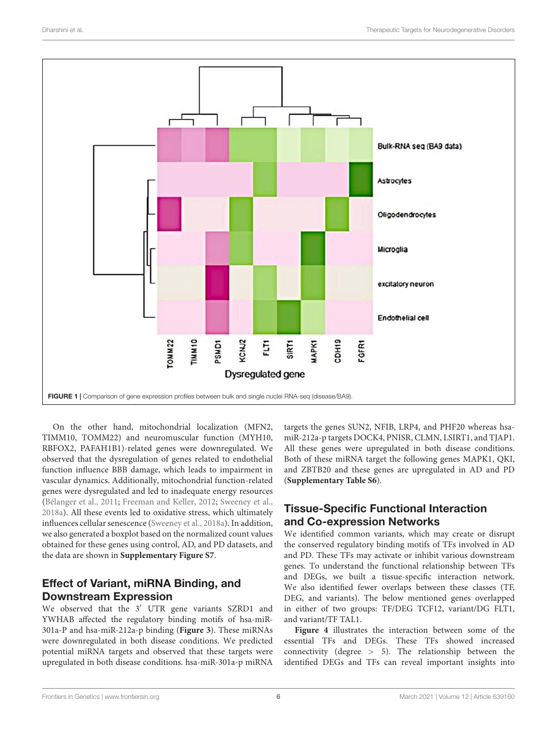FIGURE 1 | Comparison of gene expression profiles between bulk and single nuclei RNA-seq (disease/BA9).

On the other hand, mitochondrial localization (MFN2, TIMM10, TOMM22) and neuromuscular function (MYH10, RBFOX2, PAFAH1B1)-related genes were downregulated. We observed that the dysregulation of genes related to endothelial function influence BBB damage, which leads to impairment in vascular dynamics. Additionally, mitochondrial function-related genes were dysregulated and led to inadequate energy resources (Bélanger et al., 2011; Freeman and Keller, 2012; Sweeney et al., 2018a). All these events led to oxidative stress, which ultimately influences cellular senescence (Sweeney et al., 2018a). In addition, we also generated a boxplot based on the normalized count values obtained for these genes using control, AD, and PD datasets, and the data are shown in **Supplementary Figure S7**.

## Effect of Variant, miRNA Binding, and Downstream Expression

We observed that the 3′ UTR gene variants SZRD1 and YWHAB affected the regulatory binding motifs of hsa-miR-301a-P and hsa-miR-212a-p binding (**Figure 3**). These miRNAs were downregulated in both disease conditions. We predicted potential miRNA targets and observed that these targets were upregulated in both disease conditions. hsa-miR-301a-p miRNA targets the genes SUN2, NFIB, LRP4, and PHF20 whereas hsa-miR-212a-p targets DOCK4, PNISR, CLMN, LSIRT1, and TJAP1. All these genes were upregulated in both disease conditions. Both of these miRNA target the following genes MAPK1, QKI, and ZBTB20 and these genes are upregulated in AD and PD (**Supplementary Table S6**).

## Tissue-Specific Functional Interaction and Co-expression Networks

We identified common variants, which may create or disrupt the conserved regulatory binding motifs of TFs involved in AD and PD. These TFs may activate or inhibit various downstream genes. To understand the functional relationship between TFs and DEGs, we built a tissue-specific interaction network. We also identified fewer overlaps between these classes (TF, DEG, and variants). The below mentioned genes overlapped in either of two groups: TF/DEG TCF12, variant/DG FLT1, and variant/TF TAL1.

**Figure 4** illustrates the interaction between some of the essential TFs and DEGs. These TFs showed increased connectivity (degree > 5). The relationship between the identified DEGs and TFs can reveal important insights into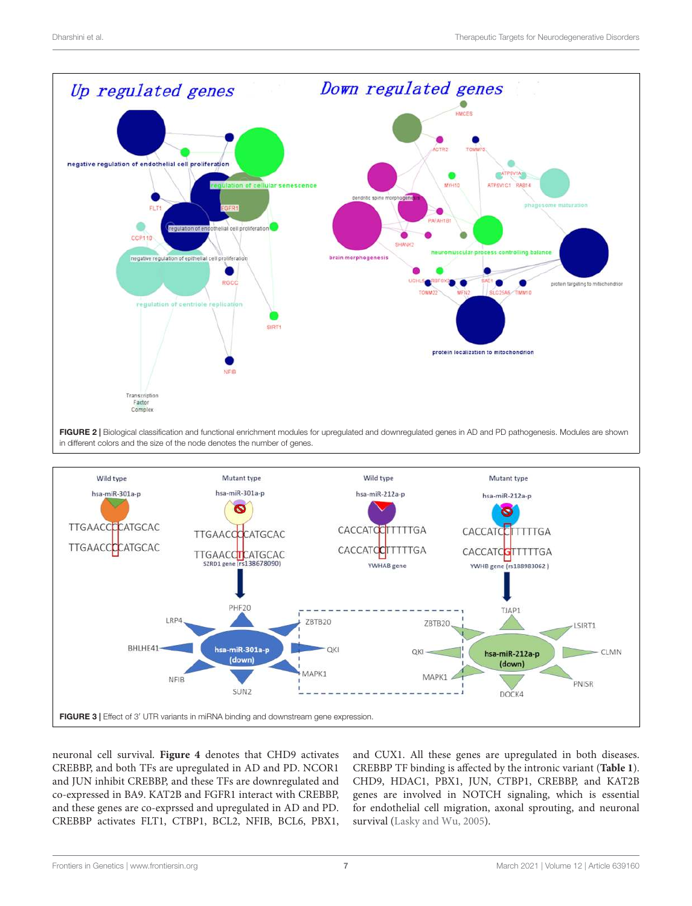**FIGURE 2 |** Biological classification and functional enrichment modules for upregulated and downregulated genes in AD and PD pathogenesis. Modules are shown in different colors and the size of the node denotes the number of genes.

**FIGURE 3 |** Effect of 3′ UTR variants in miRNA binding and downstream gene expression.

neuronal cell survival. **Figure 4** denotes that CHD9 activates CREBBP, and both TFs are upregulated in AD and PD. NCOR1 and JUN inhibit CREBBP, and these TFs are downregulated and co-expressed in BA9. KAT2B and FGFR1 interact with CREBBP, and these genes are co-exprssed and upregulated in AD and PD. CREBBP activates FLT1, CTBP1, BCL2, NFIB, BCL6, PBX1, and CUX1. All these genes are upregulated in both diseases. CREBBP TF binding is affected by the intronic variant (**Table 1**). CHD9, HDAC1, PBX1, JUN, CTBP1, CREBBP, and KAT2B genes are involved in NOTCH signaling, which is essential for endothelial cell migration, axonal sprouting, and neuronal survival (Lasky and Wu, 2005).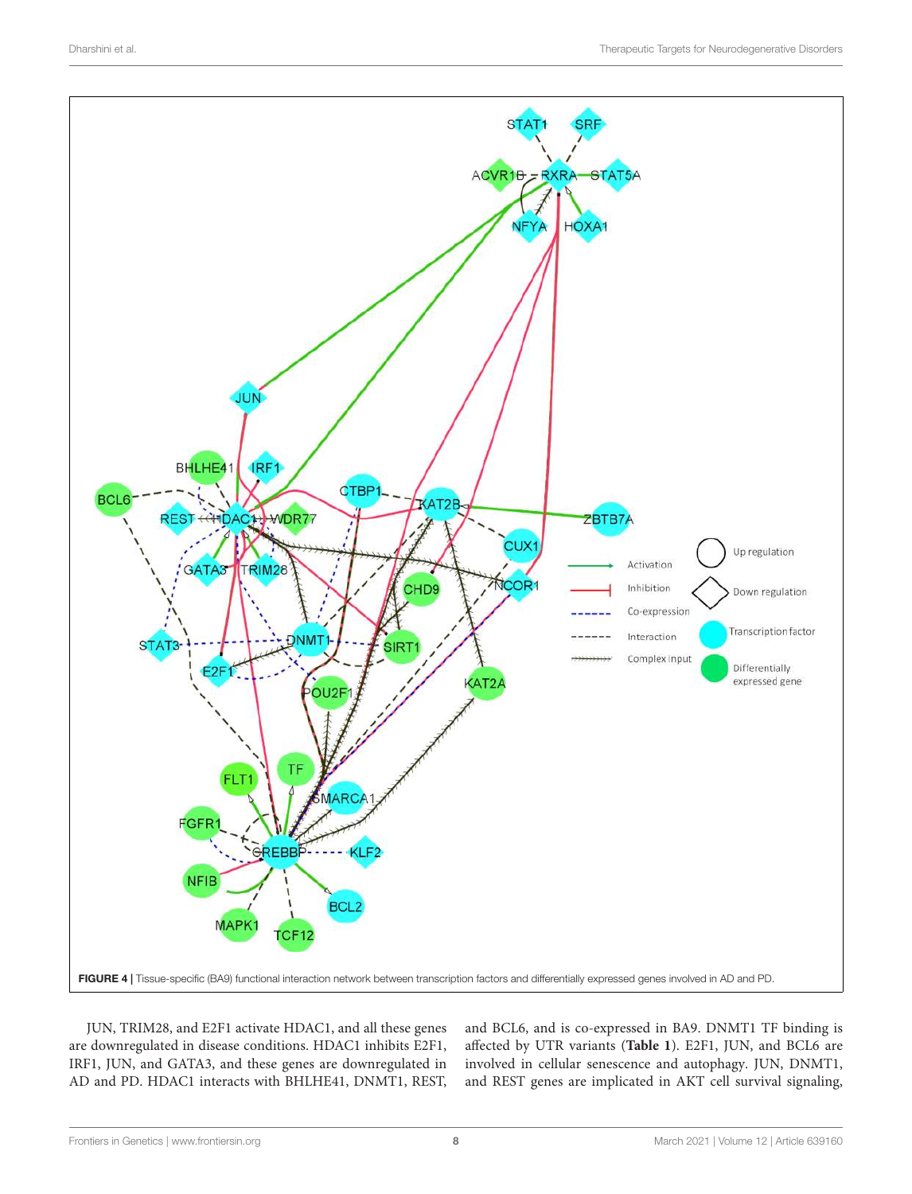FIGURE 4 | Tissue-specific (BA9) functional interaction network between transcription factors and differentially expressed genes involved in AD and PD.

JUN, TRIM28, and E2F1 activate HDAC1, and all these genes are downregulated in disease conditions. HDAC1 inhibits E2F1, IRF1, JUN, and GATA3, and these genes are downregulated in AD and PD. HDAC1 interacts with BHLHE41, DNMT1, REST, and BCL6, and is co-expressed in BA9. DNMT1 TF binding is affected by UTR variants (**Table 1**). E2F1, JUN, and BCL6 are involved in cellular senescence and autophagy. JUN, DNMT1, and REST genes are implicated in AKT cell survival signaling,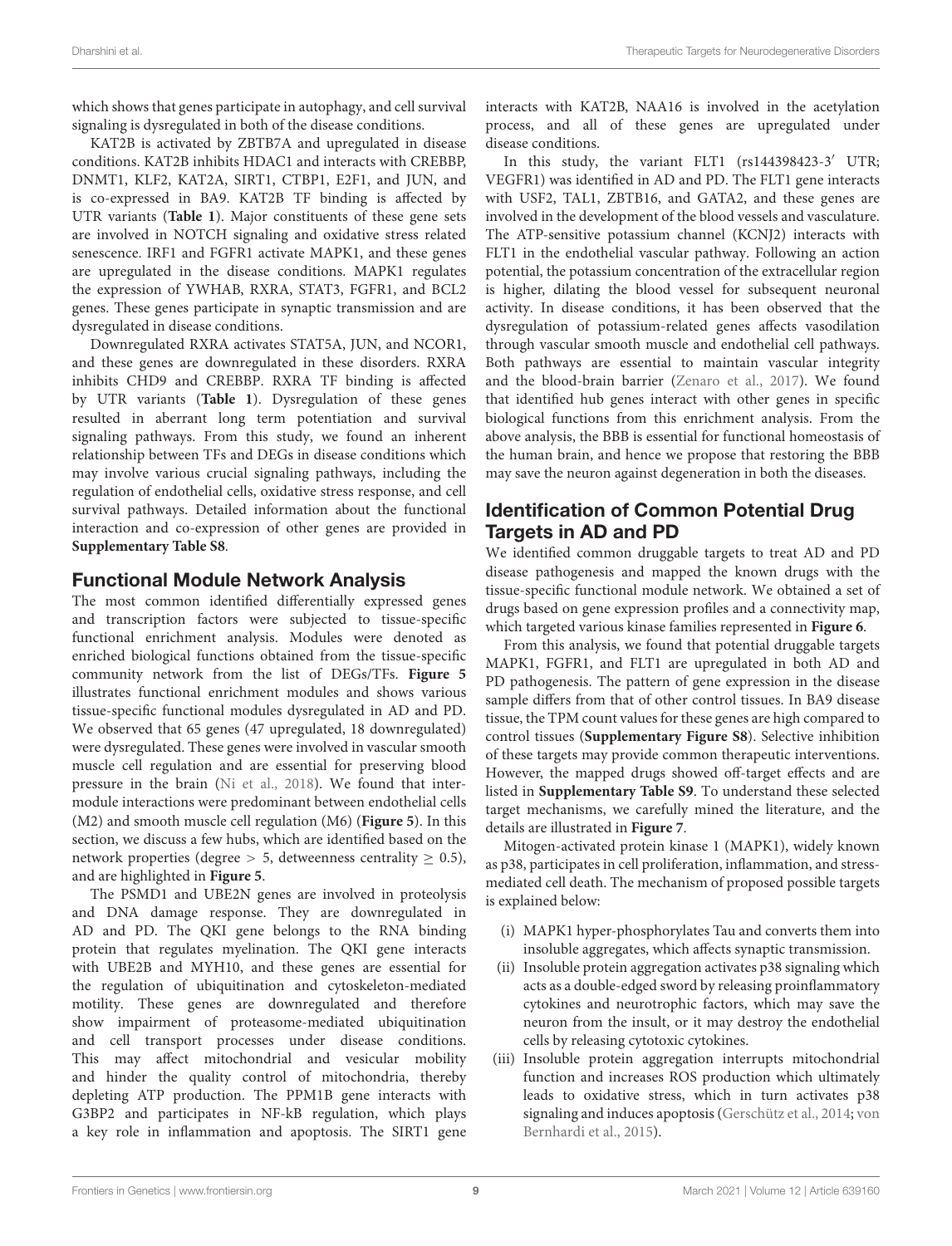which shows that genes participate in autophagy, and cell survival signaling is dysregulated in both of the disease conditions.

KAT2B is activated by ZBTB7A and upregulated in disease conditions. KAT2B inhibits HDAC1 and interacts with CREBBP, DNMT1, KLF2, KAT2A, SIRT1, CTBP1, E2F1, and JUN, and is co-expressed in BA9. KAT2B TF binding is affected by UTR variants (**Table 1**). Major constituents of these gene sets are involved in NOTCH signaling and oxidative stress related senescence. IRF1 and FGFR1 activate MAPK1, and these genes are upregulated in the disease conditions. MAPK1 regulates the expression of YWHAB, RXRA, STAT3, FGFR1, and BCL2 genes. These genes participate in synaptic transmission and are dysregulated in disease conditions.

Downregulated RXRA activates STAT5A, JUN, and NCOR1, and these genes are downregulated in these disorders. RXRA inhibits CHD9 and CREBBP. RXRA TF binding is affected by UTR variants (**Table 1**). Dysregulation of these genes resulted in aberrant long term potentiation and survival signaling pathways. From this study, we found an inherent relationship between TFs and DEGs in disease conditions which may involve various crucial signaling pathways, including the regulation of endothelial cells, oxidative stress response, and cell survival pathways. Detailed information about the functional interaction and co-expression of other genes are provided in **Supplementary Table S8**.

## Functional Module Network Analysis

The most common identified differentially expressed genes and transcription factors were subjected to tissue-specific functional enrichment analysis. Modules were denoted as enriched biological functions obtained from the tissue-specific community network from the list of DEGs/TFs. **Figure 5** illustrates functional enrichment modules and shows various tissue-specific functional modules dysregulated in AD and PD. We observed that 65 genes (47 upregulated, 18 downregulated) were dysregulated. These genes were involved in vascular smooth muscle cell regulation and are essential for preserving blood pressure in the brain (Ni et al., 2018). We found that inter-module interactions were predominant between endothelial cells (M2) and smooth muscle cell regulation (M6) (**Figure 5**). In this section, we discuss a few hubs, which are identified based on the network properties (degree $> 5$, detweenness centrality $\geq 0.5$), and are highlighted in **Figure 5**.

The PSMD1 and UBE2N genes are involved in proteolysis and DNA damage response. They are downregulated in AD and PD. The QKI gene belongs to the RNA binding protein that regulates myelination. The QKI gene interacts with UBE2B and MYH10, and these genes are essential for the regulation of ubiquitination and cytoskeleton-mediated motility. These genes are downregulated and therefore show impairment of proteasome-mediated ubiquitination and cell transport processes under disease conditions. This may affect mitochondrial and vesicular mobility and hinder the quality control of mitochondria, thereby depleting ATP production. The PPM1B gene interacts with G3BP2 and participates in NF-kB regulation, which plays a key role in inflammation and apoptosis. The SIRT1 gene interacts with KAT2B, NAA16 is involved in the acetylation process, and all of these genes are upregulated under disease conditions.

In this study, the variant FLT1 (rs144398423-3′ UTR; VEGFR1) was identified in AD and PD. The FLT1 gene interacts with USF2, TAL1, ZBTB16, and GATA2, and these genes are involved in the development of the blood vessels and vasculature. The ATP-sensitive potassium channel (KCNJ2) interacts with FLT1 in the endothelial vascular pathway. Following an action potential, the potassium concentration of the extracellular region is higher, dilating the blood vessel for subsequent neuronal activity. In disease conditions, it has been observed that the dysregulation of potassium-related genes affects vasodilation through vascular smooth muscle and endothelial cell pathways. Both pathways are essential to maintain vascular integrity and the blood-brain barrier (Zenaro et al., 2017). We found that identified hub genes interact with other genes in specific biological functions from this enrichment analysis. From the above analysis, the BBB is essential for functional homeostasis of the human brain, and hence we propose that restoring the BBB may save the neuron against degeneration in both the diseases.

## Identification of Common Potential Drug Targets in AD and PD

We identified common druggable targets to treat AD and PD disease pathogenesis and mapped the known drugs with the tissue-specific functional module network. We obtained a set of drugs based on gene expression profiles and a connectivity map, which targeted various kinase families represented in **Figure 6**.

From this analysis, we found that potential druggable targets MAPK1, FGFR1, and FLT1 are upregulated in both AD and PD pathogenesis. The pattern of gene expression in the disease sample differs from that of other control tissues. In BA9 disease tissue, the TPM count values for these genes are high compared to control tissues (**Supplementary Figure S8**). Selective inhibition of these targets may provide common therapeutic interventions. However, the mapped drugs showed off-target effects and are listed in **Supplementary Table S9**. To understand these selected target mechanisms, we carefully mined the literature, and the details are illustrated in **Figure 7**.

Mitogen-activated protein kinase 1 (MAPK1), widely known as p38, participates in cell proliferation, inflammation, and stress-mediated cell death. The mechanism of proposed possible targets is explained below:

(i) MAPK1 hyper-phosphorylates Tau and converts them into insoluble aggregates, which affects synaptic transmission.
(ii) Insoluble protein aggregation activates p38 signaling which acts as a double-edged sword by releasing proinflammatory cytokines and neurotrophic factors, which may save the neuron from the insult, or it may destroy the endothelial cells by releasing cytotoxic cytokines.
(iii) Insoluble protein aggregation interrupts mitochondrial function and increases ROS production which ultimately leads to oxidative stress, which in turn activates p38 signaling and induces apoptosis (Gerschütz et al., 2014; von Bernhardi et al., 2015).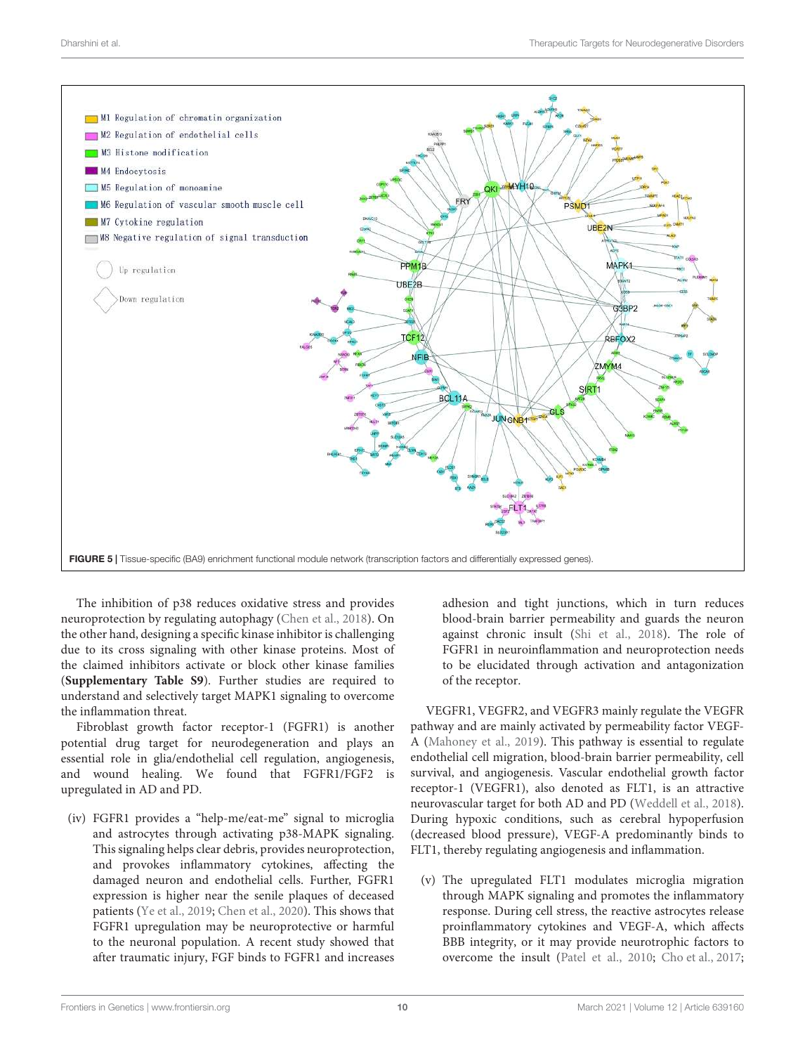**FIGURE 5** | Tissue-specific (BA9) enrichment functional module network (transcription factors and differentially expressed genes).

The inhibition of p38 reduces oxidative stress and provides neuroprotection by regulating autophagy (Chen et al., 2018). On the other hand, designing a specific kinase inhibitor is challenging due to its cross signaling with other kinase proteins. Most of the claimed inhibitors activate or block other kinase families (**Supplementary Table S9**). Further studies are required to understand and selectively target MAPK1 signaling to overcome the inflammation threat.

Fibroblast growth factor receptor-1 (FGFR1) is another potential drug target for neurodegeneration and plays an essential role in glia/endothelial cell regulation, angiogenesis, and wound healing. We found that FGFR1/FGF2 is upregulated in AD and PD.

(iv) FGFR1 provides a "help-me/eat-me" signal to microglia and astrocytes through activating p38-MAPK signaling. This signaling helps clear debris, provides neuroprotection, and provokes inflammatory cytokines, affecting the damaged neuron and endothelial cells. Further, FGFR1 expression is higher near the senile plaques of deceased patients (Ye et al., 2019; Chen et al., 2020). This shows that FGFR1 upregulation may be neuroprotective or harmful to the neuronal population. A recent study showed that after traumatic injury, FGF binds to FGFR1 and increases adhesion and tight junctions, which in turn reduces blood-brain barrier permeability and guards the neuron against chronic insult (Shi et al., 2018). The role of FGFR1 in neuroinflammation and neuroprotection needs to be elucidated through activation and antagonization of the receptor.

VEGFR1, VEGFR2, and VEGFR3 mainly regulate the VEGFR pathway and are mainly activated by permeability factor VEGF-A (Mahoney et al., 2019). This pathway is essential to regulate endothelial cell migration, blood-brain barrier permeability, cell survival, and angiogenesis. Vascular endothelial growth factor receptor-1 (VEGFR1), also denoted as FLT1, is an attractive neurovascular target for both AD and PD (Weddell et al., 2018). During hypoxic conditions, such as cerebral hypoperfusion (decreased blood pressure), VEGF-A predominantly binds to FLT1, thereby regulating angiogenesis and inflammation.

(v) The upregulated FLT1 modulates microglia migration through MAPK signaling and promotes the inflammatory response. During cell stress, the reactive astrocytes release proinflammatory cytokines and VEGF-A, which affects BBB integrity, or it may provide neurotrophic factors to overcome the insult (Patel et al., 2010; Cho et al., 2017;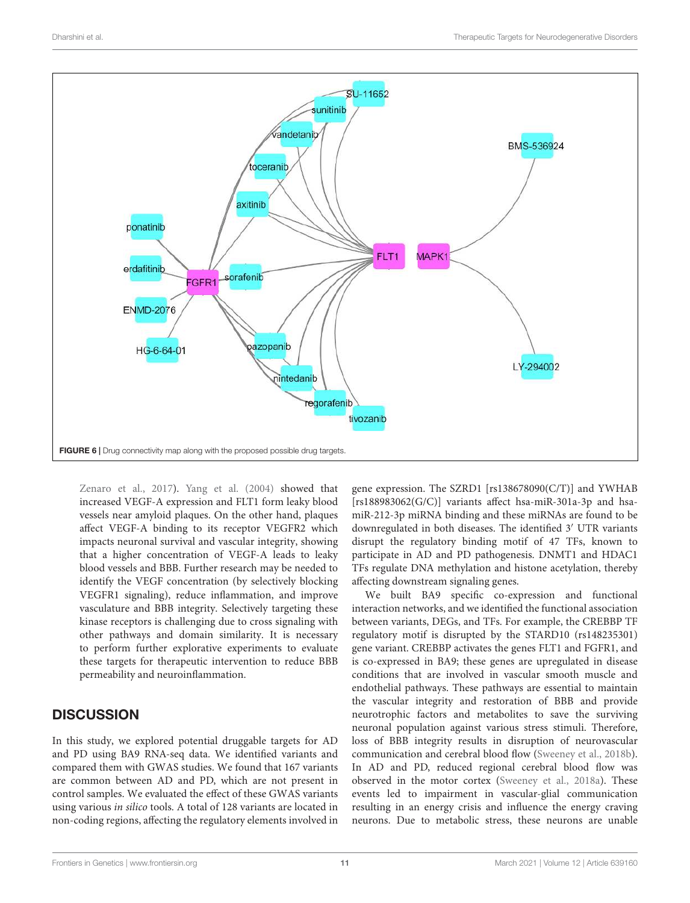**FIGURE 6 |** Drug connectivity map along with the proposed possible drug targets.

Zenaro et al., 2017). Yang et al. (2004) showed that increased VEGF-A expression and FLT1 form leaky blood vessels near amyloid plaques. On the other hand, plaques affect VEGF-A binding to its receptor VEGFR2 which impacts neuronal survival and vascular integrity, showing that a higher concentration of VEGF-A leads to leaky blood vessels and BBB. Further research may be needed to identify the VEGF concentration (by selectively blocking VEGFR1 signaling), reduce inflammation, and improve vasculature and BBB integrity. Selectively targeting these kinase receptors is challenging due to cross signaling with other pathways and domain similarity. It is necessary to perform further explorative experiments to evaluate these targets for therapeutic intervention to reduce BBB permeability and neuroinflammation.

## DISCUSSION

In this study, we explored potential druggable targets for AD and PD using BA9 RNA-seq data. We identified variants and compared them with GWAS studies. We found that 167 variants are common between AD and PD, which are not present in control samples. We evaluated the effect of these GWAS variants using various *in silico* tools. A total of 128 variants are located in non-coding regions, affecting the regulatory elements involved in gene expression. The SZRD1 [rs138678090(C/T)] and YWHAB [rs188983062(G/C)] variants affect hsa-miR-301a-3p and hsa-miR-212-3p miRNA binding and these miRNAs are found to be downregulated in both diseases. The identified 3′ UTR variants disrupt the regulatory binding motif of 47 TFs, known to participate in AD and PD pathogenesis. DNMT1 and HDAC1 TFs regulate DNA methylation and histone acetylation, thereby affecting downstream signaling genes.

We built BA9 specific co-expression and functional interaction networks, and we identified the functional association between variants, DEGs, and TFs. For example, the CREBBP TF regulatory motif is disrupted by the STARD10 (rs148235301) gene variant. CREBBP activates the genes FLT1 and FGFR1, and is co-expressed in BA9; these genes are upregulated in disease conditions that are involved in vascular smooth muscle and endothelial pathways. These pathways are essential to maintain the vascular integrity and restoration of BBB and provide neurotrophic factors and metabolites to save the surviving neuronal population against various stress stimuli. Therefore, loss of BBB integrity results in disruption of neurovascular communication and cerebral blood flow (Sweeney et al., 2018b). In AD and PD, reduced regional cerebral blood flow was observed in the motor cortex (Sweeney et al., 2018a). These events led to impairment in vascular-glial communication resulting in an energy crisis and influence the energy craving neurons. Due to metabolic stress, these neurons are unable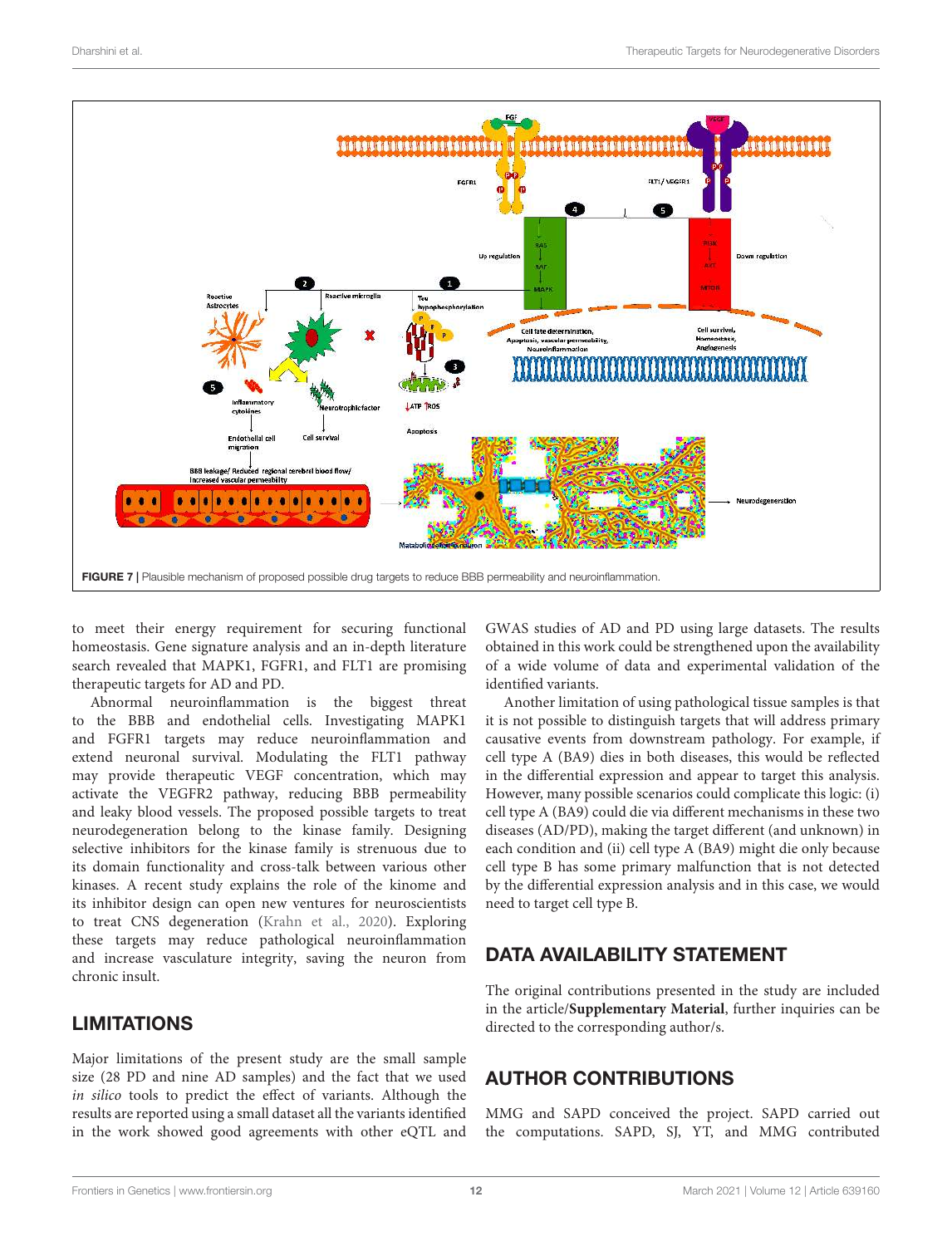FIGURE 7 | Plausible mechanism of proposed possible drug targets to reduce BBB permeability and neuroinflammation.

to meet their energy requirement for securing functional homeostasis. Gene signature analysis and an in-depth literature search revealed that MAPK1, FGFR1, and FLT1 are promising therapeutic targets for AD and PD.

Abnormal neuroinflammation is the biggest threat to the BBB and endothelial cells. Investigating MAPK1 and FGFR1 targets may reduce neuroinflammation and extend neuronal survival. Modulating the FLT1 pathway may provide therapeutic VEGF concentration, which may activate the VEGFR2 pathway, reducing BBB permeability and leaky blood vessels. The proposed possible targets to treat neurodegeneration belong to the kinase family. Designing selective inhibitors for the kinase family is strenuous due to its domain functionality and cross-talk between various other kinases. A recent study explains the role of the kinome and its inhibitor design can open new ventures for neuroscientists to treat CNS degeneration (Krahn et al., 2020). Exploring these targets may reduce pathological neuroinflammation and increase vasculature integrity, saving the neuron from chronic insult.

## LIMITATIONS

Major limitations of the present study are the small sample size (28 PD and nine AD samples) and the fact that we used *in silico* tools to predict the effect of variants. Although the results are reported using a small dataset all the variants identified in the work showed good agreements with other eQTL and GWAS studies of AD and PD using large datasets. The results obtained in this work could be strengthened upon the availability of a wide volume of data and experimental validation of the identified variants.

Another limitation of using pathological tissue samples is that it is not possible to distinguish targets that will address primary causative events from downstream pathology. For example, if cell type A (BA9) dies in both diseases, this would be reflected in the differential expression and appear to target this analysis. However, many possible scenarios could complicate this logic: (i) cell type A (BA9) could die via different mechanisms in these two diseases (AD/PD), making the target different (and unknown) in each condition and (ii) cell type A (BA9) might die only because cell type B has some primary malfunction that is not detected by the differential expression analysis and in this case, we would need to target cell type B.

## DATA AVAILABILITY STATEMENT

The original contributions presented in the study are included in the article/**Supplementary Material**, further inquiries can be directed to the corresponding author/s.

## AUTHOR CONTRIBUTIONS

MMG and SAPD conceived the project. SAPD carried out the computations. SAPD, SJ, YT, and MMG contributed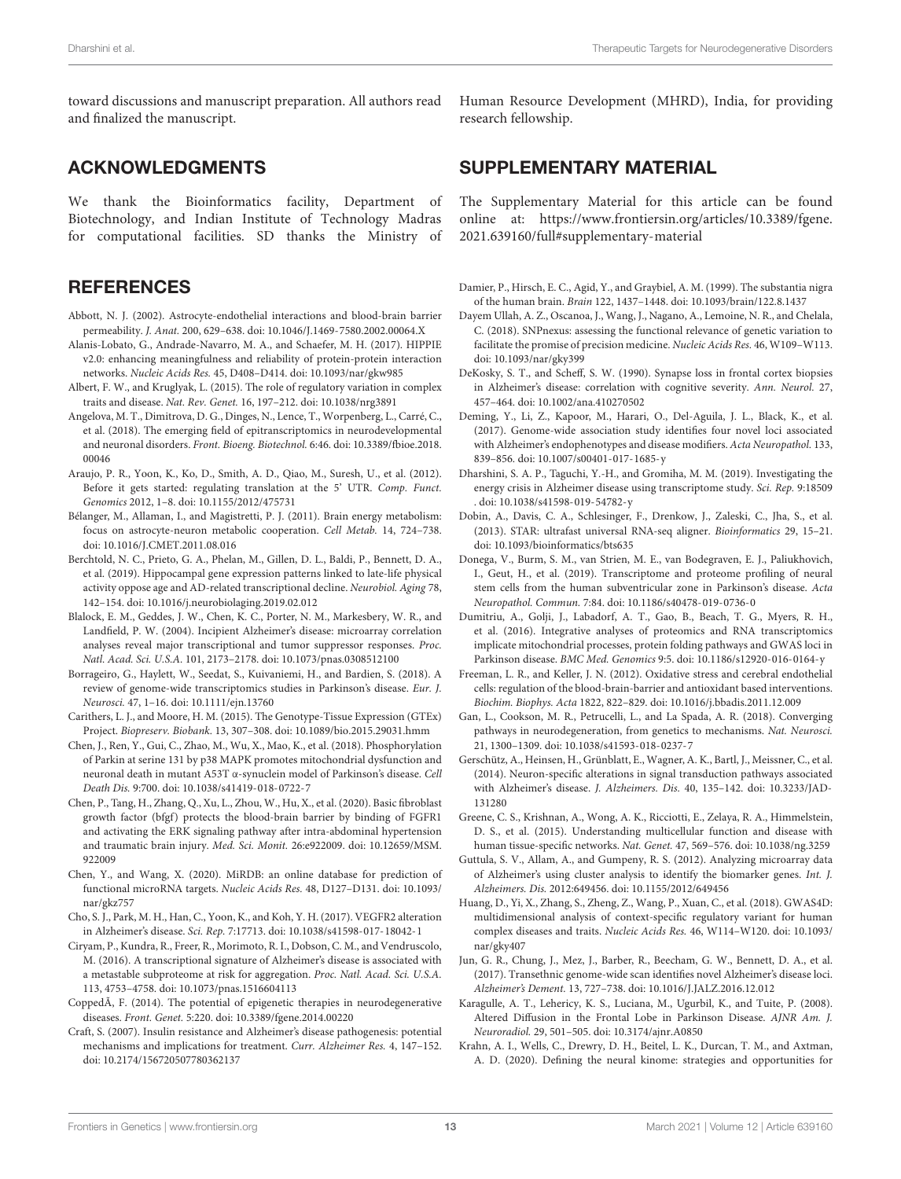toward discussions and manuscript preparation. All authors read and finalized the manuscript.

## ACKNOWLEDGMENTS

We thank the Bioinformatics facility, Department of Biotechnology, and Indian Institute of Technology Madras for computational facilities. SD thanks the Ministry of Human Resource Development (MHRD), India, for providing research fellowship.

## SUPPLEMENTARY MATERIAL

The Supplementary Material for this article can be found online at: https://www.frontiersin.org/articles/10.3389/fgene.2021.639160/full#supplementary-material

## REFERENCES

Abbott, N. J. (2002). Astrocyte-endothelial interactions and blood-brain barrier permeability. *J. Anat.* 200, 629–638. doi: 10.1046/J.1469-7580.2002.00064.X

Alanis-Lobato, G., Andrade-Navarro, M. A., and Schaefer, M. H. (2017). HIPPIE v2.0: enhancing meaningfulness and reliability of protein-protein interaction networks. *Nucleic Acids Res.* 45, D408–D414. doi: 10.1093/nar/gkw985

Albert, F. W., and Kruglyak, L. (2015). The role of regulatory variation in complex traits and disease. *Nat. Rev. Genet.* 16, 197–212. doi: 10.1038/nrg3891

Angelova, M. T., Dimitrova, D. G., Dinges, N., Lence, T., Worpenberg, L., Carré, C., et al. (2018). The emerging field of epitranscriptomics in neurodevelopmental and neuronal disorders. *Front. Bioeng. Biotechnol.* 6:46. doi: 10.3389/fbioe.2018.00046

Araujo, P. R., Yoon, K., Ko, D., Smith, A. D., Qiao, M., Suresh, U., et al. (2012). Before it gets started: regulating translation at the 5' UTR. *Comp. Funct. Genomics* 2012, 1–8. doi: 10.1155/2012/475731

Bélanger, M., Allaman, I., and Magistretti, P. J. (2011). Brain energy metabolism: focus on astrocyte-neuron metabolic cooperation. *Cell Metab.* 14, 724–738. doi: 10.1016/J.CMET.2011.08.016

Berchtold, N. C., Prieto, G. A., Phelan, M., Gillen, D. L., Baldi, P., Bennett, D. A., et al. (2019). Hippocampal gene expression patterns linked to late-life physical activity oppose age and AD-related transcriptional decline. *Neurobiol. Aging* 78, 142–154. doi: 10.1016/j.neurobiolaging.2019.02.012

Blalock, E. M., Geddes, J. W., Chen, K. C., Porter, N. M., Markesbery, W. R., and Landfield, P. W. (2004). Incipient Alzheimer's disease: microarray correlation analyses reveal major transcriptional and tumor suppressor responses. *Proc. Natl. Acad. Sci. U.S.A.* 101, 2173–2178. doi: 10.1073/pnas.0308512100

Borrageiro, G., Haylett, W., Seedat, S., Kuivaniemi, H., and Bardien, S. (2018). A review of genome-wide transcriptomics studies in Parkinson's disease. *Eur. J. Neurosci.* 47, 1–16. doi: 10.1111/ejn.13760

Carithers, L. J., and Moore, H. M. (2015). The Genotype-Tissue Expression (GTEx) Project. *Biopreserv. Biobank.* 13, 307–308. doi: 10.1089/bio.2015.29031.hmm

Chen, J., Ren, Y., Gui, C., Zhao, M., Wu, X., Mao, K., et al. (2018). Phosphorylation of Parkin at serine 131 by p38 MAPK promotes mitochondrial dysfunction and neuronal death in mutant A53T α-synuclein model of Parkinson's disease. *Cell Death Dis.* 9:700. doi: 10.1038/s41419-018-0722-7

Chen, P., Tang, H., Zhang, Q., Xu, L., Zhou, W., Hu, X., et al. (2020). Basic fibroblast growth factor (bfgf) protects the blood-brain barrier by binding of FGFR1 and activating the ERK signaling pathway after intra-abdominal hypertension and traumatic brain injury. *Med. Sci. Monit.* 26:e922009. doi: 10.12659/MSM.922009

Chen, Y., and Wang, X. (2020). MiRDB: an online database for prediction of functional microRNA targets. *Nucleic Acids Res.* 48, D127–D131. doi: 10.1093/nar/gkz757

Cho, S. J., Park, M. H., Han, C., Yoon, K., and Koh, Y. H. (2017). VEGFR2 alteration in Alzheimer's disease. *Sci. Rep.* 7:17713. doi: 10.1038/s41598-017-18042-1

Ciryam, P., Kundra, R., Freer, R., Morimoto, R. I., Dobson, C. M., and Vendruscolo, M. (2016). A transcriptional signature of Alzheimer's disease is associated with a metastable subproteome at risk for aggregation. *Proc. Natl. Acad. Sci. U.S.A.* 113, 4753–4758. doi: 10.1073/pnas.1516604113

CoppedÃ, F. (2014). The potential of epigenetic therapies in neurodegenerative diseases. *Front. Genet.* 5:220. doi: 10.3389/fgene.2014.00220

Craft, S. (2007). Insulin resistance and Alzheimer's disease pathogenesis: potential mechanisms and implications for treatment. *Curr. Alzheimer Res.* 4, 147–152. doi: 10.2174/156720507780362137

Damier, P., Hirsch, E. C., Agid, Y., and Graybiel, A. M. (1999). The substantia nigra of the human brain. *Brain* 122, 1437–1448. doi: 10.1093/brain/122.8.1437

Dayem Ullah, A. Z., Oscanoa, J., Wang, J., Nagano, A., Lemoine, N. R., and Chelala, C. (2018). SNPnexus: assessing the functional relevance of genetic variation to facilitate the promise of precision medicine. *Nucleic Acids Res.* 46, W109–W113. doi: 10.1093/nar/gky399

DeKosky, S. T., and Scheff, S. W. (1990). Synapse loss in frontal cortex biopsies in Alzheimer's disease: correlation with cognitive severity. *Ann. Neurol.* 27, 457–464. doi: 10.1002/ana.410270502

Deming, Y., Li, Z., Kapoor, M., Harari, O., Del-Aguila, J. L., Black, K., et al. (2017). Genome-wide association study identifies four novel loci associated with Alzheimer's endophenotypes and disease modifiers. *Acta Neuropathol.* 133, 839–856. doi: 10.1007/s00401-017-1685-y

Dharshini, S. A. P., Taguchi, Y.-H., and Gromiha, M. M. (2019). Investigating the energy crisis in Alzheimer disease using transcriptome study. *Sci. Rep.* 9:18509. doi: 10.1038/s41598-019-54782-y

Dobin, A., Davis, C. A., Schlesinger, F., Drenkow, J., Zaleski, C., Jha, S., et al. (2013). STAR: ultrafast universal RNA-seq aligner. *Bioinformatics* 29, 15–21. doi: 10.1093/bioinformatics/bts635

Donega, V., Burm, S. M., van Strien, M. E., van Bodegraven, E. J., Paliukhovich, I., Geut, H., et al. (2019). Transcriptome and proteome profiling of neural stem cells from the human subventricular zone in Parkinson's disease. *Acta Neuropathol. Commun.* 7:84. doi: 10.1186/s40478-019-0736-0

Dumitriu, A., Golji, J., Labadorf, A. T., Gao, B., Beach, T. G., Myers, R. H., et al. (2016). Integrative analyses of proteomics and RNA transcriptomics implicate mitochondrial processes, protein folding pathways and GWAS loci in Parkinson disease. *BMC Med. Genomics* 9:5. doi: 10.1186/s12920-016-0164-y

Freeman, L. R., and Keller, J. N. (2012). Oxidative stress and cerebral endothelial cells: regulation of the blood-brain-barrier and antioxidant based interventions. *Biochim. Biophys. Acta* 1822, 822–829. doi: 10.1016/j.bbadis.2011.12.009

Gan, L., Cookson, M. R., Petrucelli, L., and La Spada, A. R. (2018). Converging pathways in neurodegeneration, from genetics to mechanisms. *Nat. Neurosci.* 21, 1300–1309. doi: 10.1038/s41593-018-0237-7

Gerschütz, A., Heinsen, H., Grünblatt, E., Wagner, A. K., Bartl, J., Meissner, C., et al. (2014). Neuron-specific alterations in signal transduction pathways associated with Alzheimer's disease. *J. Alzheimers. Dis.* 40, 135–142. doi: 10.3233/JAD-131280

Greene, C. S., Krishnan, A., Wong, A. K., Ricciotti, E., Zelaya, R. A., Himmelstein, D. S., et al. (2015). Understanding multicellular function and disease with human tissue-specific networks. *Nat. Genet.* 47, 569–576. doi: 10.1038/ng.3259

Guttula, S. V., Allam, A., and Gumpeny, R. S. (2012). Analyzing microarray data of Alzheimer's using cluster analysis to identify the biomarker genes. *Int. J. Alzheimers. Dis.* 2012:649456. doi: 10.1155/2012/649456

Huang, D., Yi, X., Zhang, S., Zheng, Z., Wang, P., Xuan, C., et al. (2018). GWAS4D: multidimensional analysis of context-specific regulatory variant for human complex diseases and traits. *Nucleic Acids Res.* 46, W114–W120. doi: 10.1093/nar/gky407

Jun, G. R., Chung, J., Mez, J., Barber, R., Beecham, G. W., Bennett, D. A., et al. (2017). Transethnic genome-wide scan identifies novel Alzheimer's disease loci. *Alzheimers Dement.* 13, 727–738. doi: 10.1016/J.JALZ.2016.12.012

Karagulle, A. T., Lehericy, K. S., Luciana, M., Ugurbil, K., and Tuite, P. (2008). Altered Diffusion in the Frontal Lobe in Parkinson Disease. *AJNR Am. J. Neuroradiol.* 29, 501–505. doi: 10.3174/ajnr.A0850

Krahn, A. I., Wells, C., Drewry, D. H., Beitel, L. K., Durcan, T. M., and Axtman, A. D. (2020). Defining the neural kinome: strategies and opportunities for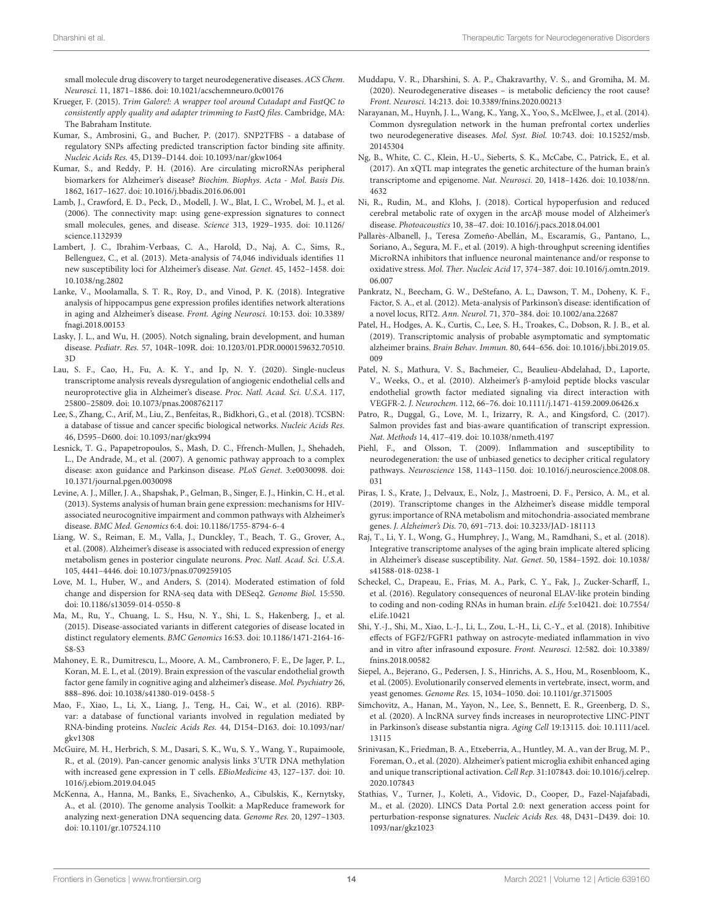small molecule drug discovery to target neurodegenerative diseases. *ACS Chem. Neurosci.* 11, 1871–1886. doi: 10.1021/acschemneuro.0c00176

Krueger, F. (2015). *Trim Galore!: A wrapper tool around Cutadapt and FastQC to consistently apply quality and adapter trimming to FastQ files*. Cambridge, MA: The Babraham Institute.

Kumar, S., Ambrosini, G., and Bucher, P. (2017). SNP2TFBS - a database of regulatory SNPs affecting predicted transcription factor binding site affinity. *Nucleic Acids Res.* 45, D139–D144. doi: 10.1093/nar/gkw1064

Kumar, S., and Reddy, P. H. (2016). Are circulating microRNAs peripheral biomarkers for Alzheimer's disease? *Biochim. Biophys. Acta - Mol. Basis Dis.* 1862, 1617–1627. doi: 10.1016/j.bbadis.2016.06.001

Lamb, J., Crawford, E. D., Peck, D., Modell, J. W., Blat, I. C., Wrobel, M. J., et al. (2006). The connectivity map: using gene-expression signatures to connect small molecules, genes, and disease. *Science* 313, 1929–1935. doi: 10.1126/science.1132939

Lambert, J. C., Ibrahim-Verbaas, C. A., Harold, D., Naj, A. C., Sims, R., Bellenguez, C., et al. (2013). Meta-analysis of 74,046 individuals identifies 11 new susceptibility loci for Alzheimer's disease. *Nat. Genet.* 45, 1452–1458. doi: 10.1038/ng.2802

Lanke, V., Moolamalla, S. T. R., Roy, D., and Vinod, P. K. (2018). Integrative analysis of hippocampus gene expression profiles identifies network alterations in aging and Alzheimer's disease. *Front. Aging Neurosci.* 10:153. doi: 10.3389/fnagi.2018.00153

Lasky, J. L., and Wu, H. (2005). Notch signaling, brain development, and human disease. *Pediatr. Res.* 57, 104R–109R. doi: 10.1203/01.PDR.0000159632.70510.3D

Lau, S. F., Cao, H., Fu, A. K. Y., and Ip, N. Y. (2020). Single-nucleus transcriptome analysis reveals dysregulation of angiogenic endothelial cells and neuroprotective glia in Alzheimer's disease. *Proc. Natl. Acad. Sci. U.S.A.* 117, 25800–25809. doi: 10.1073/pnas.2008762117

Lee, S., Zhang, C., Arif, M., Liu, Z., Benfeitas, R., Bidkhori, G., et al. (2018). TCSBN: a database of tissue and cancer specific biological networks. *Nucleic Acids Res.* 46, D595–D600. doi: 10.1093/nar/gkx994

Lesnick, T. G., Papapetropoulos, S., Mash, D. C., Ffrench-Mullen, J., Shehadeh, L., De Andrade, M., et al. (2007). A genomic pathway approach to a complex disease: axon guidance and Parkinson disease. *PLoS Genet.* 3:e0030098. doi: 10.1371/journal.pgen.0030098

Levine, A. J., Miller, J. A., Shapshak, P., Gelman, B., Singer, E. J., Hinkin, C. H., et al. (2013). Systems analysis of human brain gene expression: mechanisms for HIV-associated neurocognitive impairment and common pathways with Alzheimer's disease. *BMC Med. Genomics* 6:4. doi: 10.1186/1755-8794-6-4

Liang, W. S., Reiman, E. M., Valla, J., Dunckley, T., Beach, T. G., Grover, A., et al. (2008). Alzheimer's disease is associated with reduced expression of energy metabolism genes in posterior cingulate neurons. *Proc. Natl. Acad. Sci. U.S.A.* 105, 4441–4446. doi: 10.1073/pnas.0709259105

Love, M. I., Huber, W., and Anders, S. (2014). Moderated estimation of fold change and dispersion for RNA-seq data with DESeq2. *Genome Biol.* 15:550. doi: 10.1186/s13059-014-0550-8

Ma, M., Ru, Y., Chuang, L. S., Hsu, N. Y., Shi, L. S., Hakenberg, J., et al. (2015). Disease-associated variants in different categories of disease located in distinct regulatory elements. *BMC Genomics* 16:S3. doi: 10.1186/1471-2164-16-S8-S3

Mahoney, E. R., Dumitrescu, L., Moore, A. M., Cambronero, F. E., De Jager, P. L., Koran, M. E. I., et al. (2019). Brain expression of the vascular endothelial growth factor gene family in cognitive aging and alzheimer's disease. *Mol. Psychiatry* 26, 888–896. doi: 10.1038/s41380-019-0458-5

Mao, F., Xiao, L., Li, X., Liang, J., Teng, H., Cai, W., et al. (2016). RBP-var: a database of functional variants involved in regulation mediated by RNA-binding proteins. *Nucleic Acids Res.* 44, D154–D163. doi: 10.1093/nar/gkv1308

McGuire, M. H., Herbrich, S. M., Dasari, S. K., Wu, S. Y., Wang, Y., Rupaimoole, R., et al. (2019). Pan-cancer genomic analysis links 3'UTR DNA methylation with increased gene expression in T cells. *EBioMedicine* 43, 127–137. doi: 10.1016/j.ebiom.2019.04.045

McKenna, A., Hanna, M., Banks, E., Sivachenko, A., Cibulskis, K., Kernytsky, A., et al. (2010). The genome analysis Toolkit: a MapReduce framework for analyzing next-generation DNA sequencing data. *Genome Res.* 20, 1297–1303. doi: 10.1101/gr.107524.110

Muddapu, V. R., Dharshini, S. A. P., Chakravarthy, V. S., and Gromiha, M. M. (2020). Neurodegenerative diseases – is metabolic deficiency the root cause? *Front. Neurosci.* 14:213. doi: 10.3389/fnins.2020.00213

Narayanan, M., Huynh, J. L., Wang, K., Yang, X., Yoo, S., McElwee, J., et al. (2014). Common dysregulation network in the human prefrontal cortex underlies two neurodegenerative diseases. *Mol. Syst. Biol.* 10:743. doi: 10.15252/msb.20145304

Ng, B., White, C. C., Klein, H.-U., Sieberts, S. K., McCabe, C., Patrick, E., et al. (2017). An xQTL map integrates the genetic architecture of the human brain's transcriptome and epigenome. *Nat. Neurosci.* 20, 1418–1426. doi: 10.1038/nn.4632

Ni, R., Rudin, M., and Klohs, J. (2018). Cortical hypoperfusion and reduced cerebral metabolic rate of oxygen in the arcAβ mouse model of Alzheimer's disease. *Photoacoustics* 10, 38–47. doi: 10.1016/j.pacs.2018.04.001

Pallarès-Albanell, J., Teresa Zomeño-Abellán, M., Escaramís, G., Pantano, L., Soriano, A., Segura, M. F., et al. (2019). A high-throughput screening identifies MicroRNA inhibitors that influence neuronal maintenance and/or response to oxidative stress. *Mol. Ther. Nucleic Acid* 17, 374–387. doi: 10.1016/j.omtn.2019.06.007

Pankratz, N., Beecham, G. W., DeStefano, A. L., Dawson, T. M., Doheny, K. F., Factor, S. A., et al. (2012). Meta-analysis of Parkinson's disease: identification of a novel locus, RIT2. *Ann. Neurol.* 71, 370–384. doi: 10.1002/ana.22687

Patel, H., Hodges, A. K., Curtis, C., Lee, S. H., Troakes, C., Dobson, R. J. B., et al. (2019). Transcriptomic analysis of probable asymptomatic and symptomatic alzheimer brains. *Brain Behav. Immun.* 80, 644–656. doi: 10.1016/j.bbi.2019.05.009

Patel, N. S., Mathura, V. S., Bachmeier, C., Beaulieu-Abdelahad, D., Laporte, V., Weeks, O., et al. (2010). Alzheimer's β-amyloid peptide blocks vascular endothelial growth factor mediated signaling via direct interaction with VEGFR-2. *J. Neurochem.* 112, 66–76. doi: 10.1111/j.1471-4159.2009.06426.x

Patro, R., Duggal, G., Love, M. I., Irizarry, R. A., and Kingsford, C. (2017). Salmon provides fast and bias-aware quantification of transcript expression. *Nat. Methods* 14, 417–419. doi: 10.1038/nmeth.4197

Piehl, F., and Olsson, T. (2009). Inflammation and susceptibility to neurodegeneration: the use of unbiased genetics to decipher critical regulatory pathways. *Neuroscience* 158, 1143–1150. doi: 10.1016/j.neuroscience.2008.08.031

Piras, I. S., Krate, J., Delvaux, E., Nolz, J., Mastroeni, D. F., Persico, A. M., et al. (2019). Transcriptome changes in the Alzheimer's disease middle temporal gyrus: importance of RNA metabolism and mitochondria-associated membrane genes. *J. Alzheimer's Dis.* 70, 691–713. doi: 10.3233/JAD-181113

Raj, T., Li, Y. I., Wong, G., Humphrey, J., Wang, M., Ramdhani, S., et al. (2018). Integrative transcriptome analyses of the aging brain implicate altered splicing in Alzheimer's disease susceptibility. *Nat. Genet.* 50, 1584–1592. doi: 10.1038/s41588-018-0238-1

Scheckel, C., Drapeau, E., Frias, M. A., Park, C. Y., Fak, J., Zucker-Scharff, I., et al. (2016). Regulatory consequences of neuronal ELAV-like protein binding to coding and non-coding RNAs in human brain. *eLife* 5:e10421. doi: 10.7554/eLife.10421

Shi, Y.-J., Shi, M., Xiao, L.-J., Li, L., Zou, L.-H., Li, C.-Y., et al. (2018). Inhibitive effects of FGF2/FGFR1 pathway on astrocyte-mediated inflammation in vivo and in vitro after infrasound exposure. *Front. Neurosci.* 12:582. doi: 10.3389/fnins.2018.00582

Siepel, A., Bejerano, G., Pedersen, J. S., Hinrichs, A. S., Hou, M., Rosenbloom, K., et al. (2005). Evolutionarily conserved elements in vertebrate, insect, worm, and yeast genomes. *Genome Res.* 15, 1034–1050. doi: 10.1101/gr.3715005

Simchovitz, A., Hanan, M., Yayon, N., Lee, S., Bennett, E. R., Greenberg, D. S., et al. (2020). A lncRNA survey finds increases in neuroprotective LINC-PINT in Parkinson's disease substantia nigra. *Aging Cell* 19:13115. doi: 10.1111/acel.13115

Srinivasan, K., Friedman, B. A., Etxeberria, A., Huntley, M. A., van der Brug, M. P., Foreman, O., et al. (2020). Alzheimer's patient microglia exhibit enhanced aging and unique transcriptional activation. *Cell Rep.* 31:107843. doi: 10.1016/j.celrep.2020.107843

Stathias, V., Turner, J., Koleti, A., Vidovic, D., Cooper, D., Fazel-Najafabadi, M., et al. (2020). LINCS Data Portal 2.0: next generation access point for perturbation-response signatures. *Nucleic Acids Res.* 48, D431–D439. doi: 10.1093/nar/gkz1023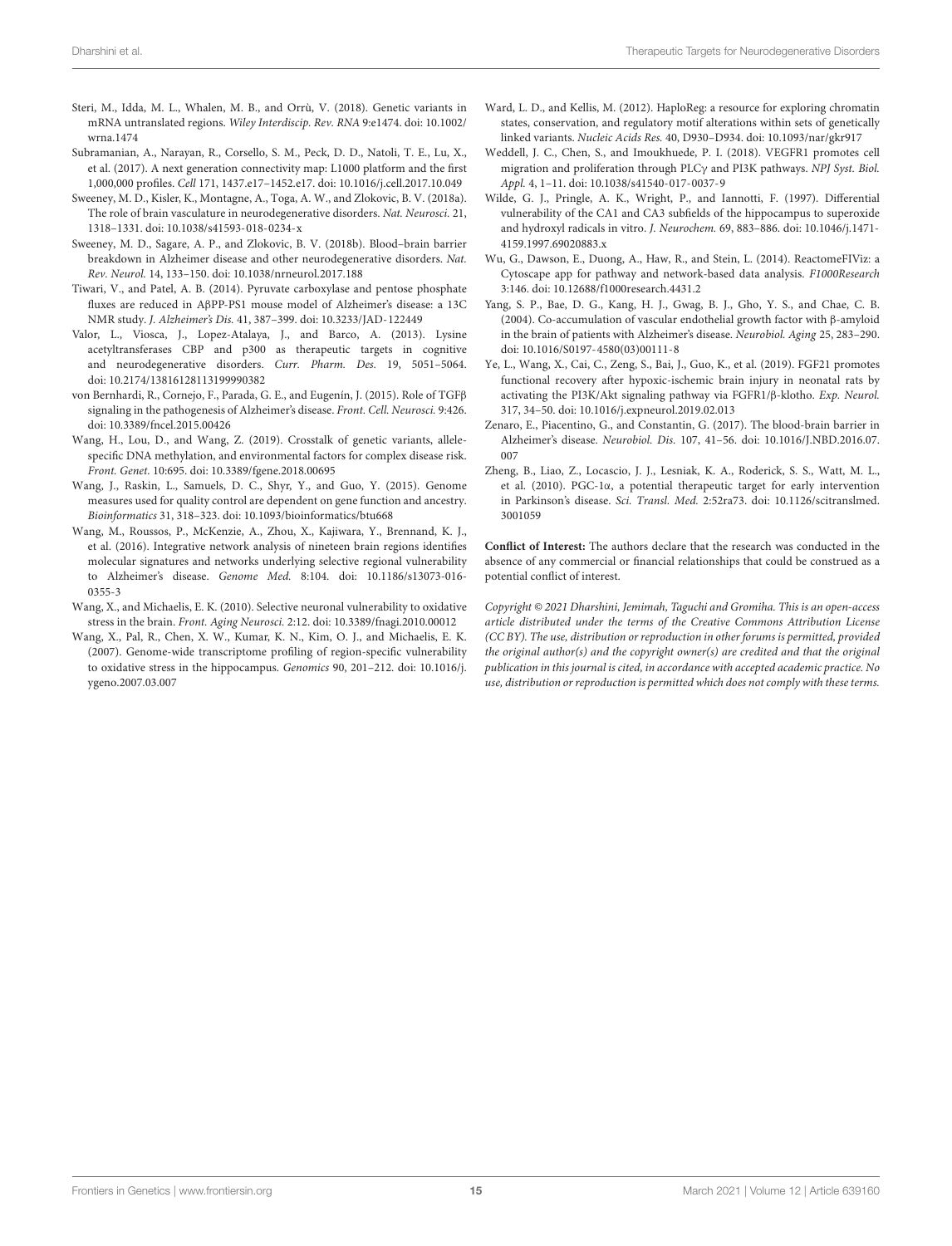Steri, M., Idda, M. L., Whalen, M. B., and Orrù, V. (2018). Genetic variants in mRNA untranslated regions. *Wiley Interdiscip. Rev. RNA* 9:e1474. doi: 10.1002/wrna.1474

Subramanian, A., Narayan, R., Corsello, S. M., Peck, D. D., Natoli, T. E., Lu, X., et al. (2017). A next generation connectivity map: L1000 platform and the first 1,000,000 profiles. *Cell* 171, 1437.e17–1452.e17. doi: 10.1016/j.cell.2017.10.049

Sweeney, M. D., Kisler, K., Montagne, A., Toga, A. W., and Zlokovic, B. V. (2018a). The role of brain vasculature in neurodegenerative disorders. *Nat. Neurosci.* 21, 1318–1331. doi: 10.1038/s41593-018-0234-x

Sweeney, M. D., Sagare, A. P., and Zlokovic, B. V. (2018b). Blood–brain barrier breakdown in Alzheimer disease and other neurodegenerative disorders. *Nat. Rev. Neurol.* 14, 133–150. doi: 10.1038/nrneurol.2017.188

Tiwari, V., and Patel, A. B. (2014). Pyruvate carboxylase and pentose phosphate fluxes are reduced in AβPP-PS1 mouse model of Alzheimer's disease: a 13C NMR study. *J. Alzheimer's Dis.* 41, 387–399. doi: 10.3233/JAD-122449

Valor, L., Viosca, J., Lopez-Atalaya, J., and Barco, A. (2013). Lysine acetyltransferases CBP and p300 as therapeutic targets in cognitive and neurodegenerative disorders. *Curr. Pharm. Des.* 19, 5051–5064. doi: 10.2174/13816128113199990382

von Bernhardi, R., Cornejo, F., Parada, G. E., and Eugenín, J. (2015). Role of TGFβ signaling in the pathogenesis of Alzheimer's disease. *Front. Cell. Neurosci.* 9:426. doi: 10.3389/fncel.2015.00426

Wang, H., Lou, D., and Wang, Z. (2019). Crosstalk of genetic variants, allele-specific DNA methylation, and environmental factors for complex disease risk. *Front. Genet.* 10:695. doi: 10.3389/fgene.2018.00695

Wang, J., Raskin, L., Samuels, D. C., Shyr, Y., and Guo, Y. (2015). Genome measures used for quality control are dependent on gene function and ancestry. *Bioinformatics* 31, 318–323. doi: 10.1093/bioinformatics/btu668

Wang, M., Roussos, P., McKenzie, A., Zhou, X., Kajiwara, Y., Brennand, K. J., et al. (2016). Integrative network analysis of nineteen brain regions identifies molecular signatures and networks underlying selective regional vulnerability to Alzheimer's disease. *Genome Med.* 8:104. doi: 10.1186/s13073-016-0355-3

Wang, X., and Michaelis, E. K. (2010). Selective neuronal vulnerability to oxidative stress in the brain. *Front. Aging Neurosci.* 2:12. doi: 10.3389/fnagi.2010.00012

Wang, X., Pal, R., Chen, X. W., Kumar, K. N., Kim, O. J., and Michaelis, E. K. (2007). Genome-wide transcriptome profiling of region-specific vulnerability to oxidative stress in the hippocampus. *Genomics* 90, 201–212. doi: 10.1016/j.ygeno.2007.03.007

Ward, L. D., and Kellis, M. (2012). HaploReg: a resource for exploring chromatin states, conservation, and regulatory motif alterations within sets of genetically linked variants. *Nucleic Acids Res.* 40, D930–D934. doi: 10.1093/nar/gkr917

Weddell, J. C., Chen, S., and Imoukhuede, P. I. (2018). VEGFR1 promotes cell migration and proliferation through PLCγ and PI3K pathways. *NPJ Syst. Biol. Appl.* 4, 1–11. doi: 10.1038/s41540-017-0037-9

Wilde, G. J., Pringle, A. K., Wright, P., and Iannotti, F. (1997). Differential vulnerability of the CA1 and CA3 subfields of the hippocampus to superoxide and hydroxyl radicals in vitro. *J. Neurochem.* 69, 883–886. doi: 10.1046/j.1471-4159.1997.69020883.x

Wu, G., Dawson, E., Duong, A., Haw, R., and Stein, L. (2014). ReactomeFIViz: a Cytoscape app for pathway and network-based data analysis. *F1000Research* 3:146. doi: 10.12688/f1000research.4431.2

Yang, S. P., Bae, D. G., Kang, H. J., Gwag, B. J., Gho, Y. S., and Chae, C. B. (2004). Co-accumulation of vascular endothelial growth factor with β-amyloid in the brain of patients with Alzheimer's disease. *Neurobiol. Aging* 25, 283–290. doi: 10.1016/S0197-4580(03)00111-8

Ye, L., Wang, X., Cai, C., Zeng, S., Bai, J., Guo, K., et al. (2019). FGF21 promotes functional recovery after hypoxic-ischemic brain injury in neonatal rats by activating the PI3K/Akt signaling pathway via FGFR1/β-klotho. *Exp. Neurol.* 317, 34–50. doi: 10.1016/j.expneurol.2019.02.013

Zenaro, E., Piacentino, G., and Constantin, G. (2017). The blood-brain barrier in Alzheimer's disease. *Neurobiol. Dis.* 107, 41–56. doi: 10.1016/J.NBD.2016.07.007

Zheng, B., Liao, Z., Locascio, J. J., Lesniak, K. A., Roderick, S. S., Watt, M. L., et al. (2010). PGC-1α, a potential therapeutic target for early intervention in Parkinson's disease. *Sci. Transl. Med.* 2:52ra73. doi: 10.1126/scitranslmed.3001059

**Conflict of Interest:** The authors declare that the research was conducted in the absence of any commercial or financial relationships that could be construed as a potential conflict of interest.

*Copyright © 2021 Dharshini, Jemimah, Taguchi and Gromiha. This is an open-access article distributed under the terms of the Creative Commons Attribution License (CC BY). The use, distribution or reproduction in other forums is permitted, provided the original author(s) and the copyright owner(s) are credited and that the original publication in this journal is cited, in accordance with accepted academic practice. No use, distribution or reproduction is permitted which does not comply with these terms.*